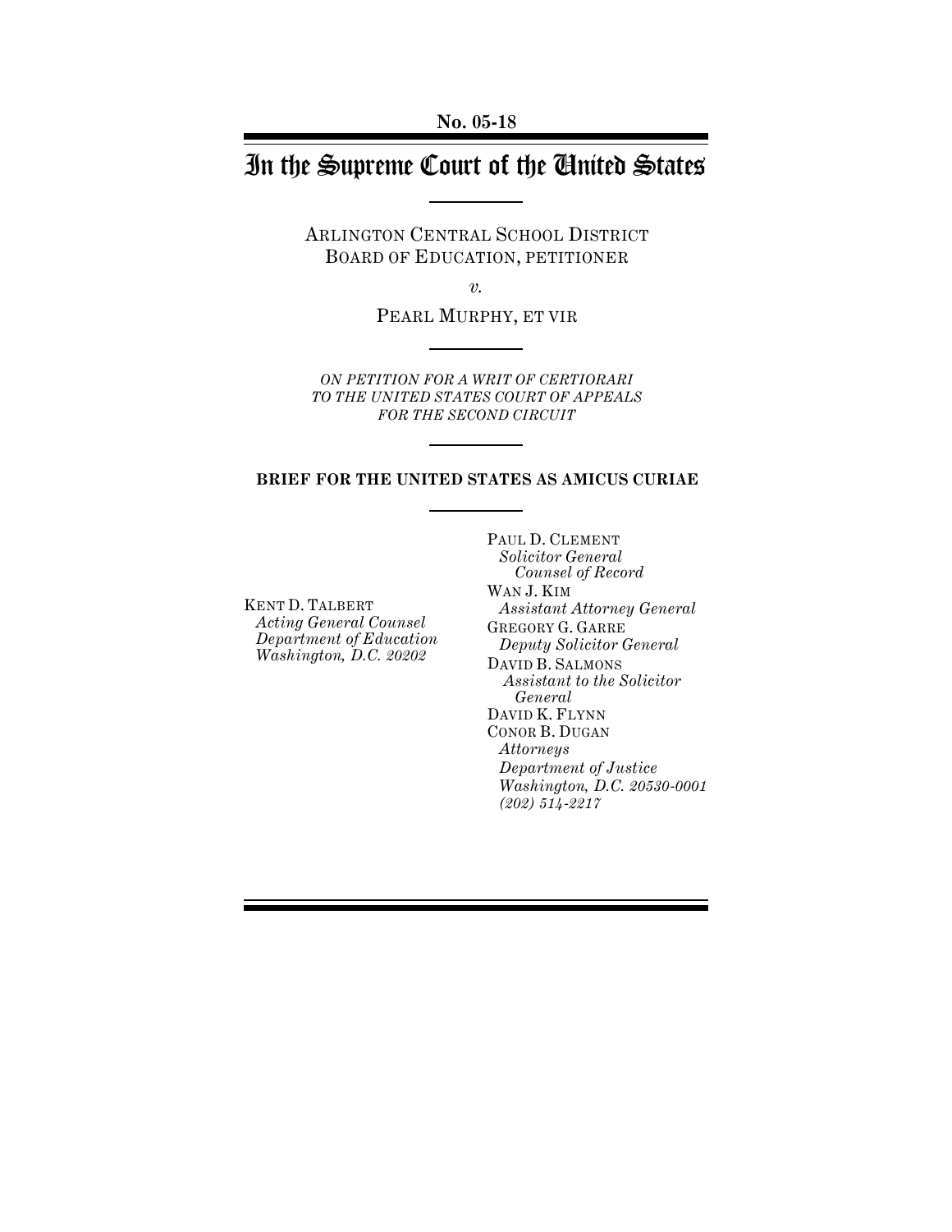**No. 05-18**

# In the Supreme Court of the United States

ARLINGTON CENTRAL SCHOOL DISTRICT
BOARD OF EDUCATION, PETITIONER

*v.*

PEARL MURPHY, ET VIR

*ON PETITION FOR A WRIT OF CERTIORARI
TO THE UNITED STATES COURT OF APPEALS
FOR THE SECOND CIRCUIT*

**BRIEF FOR THE UNITED STATES AS AMICUS CURIAE**

KENT D. TALBERT
*Acting General Counsel*
*Department of Education*
*Washington, D.C. 20202*

PAUL D. CLEMENT
*Solicitor General*
*Counsel of Record*
WAN J. KIM
*Assistant Attorney General*
GREGORY G. GARRE
*Deputy Solicitor General*
DAVID B. SALMONS
*Assistant to the Solicitor General*
DAVID K. FLYNN
CONOR B. DUGAN
*Attorneys*
*Department of Justice*
*Washington, D.C. 20530-0001*
*(202) 514-2217*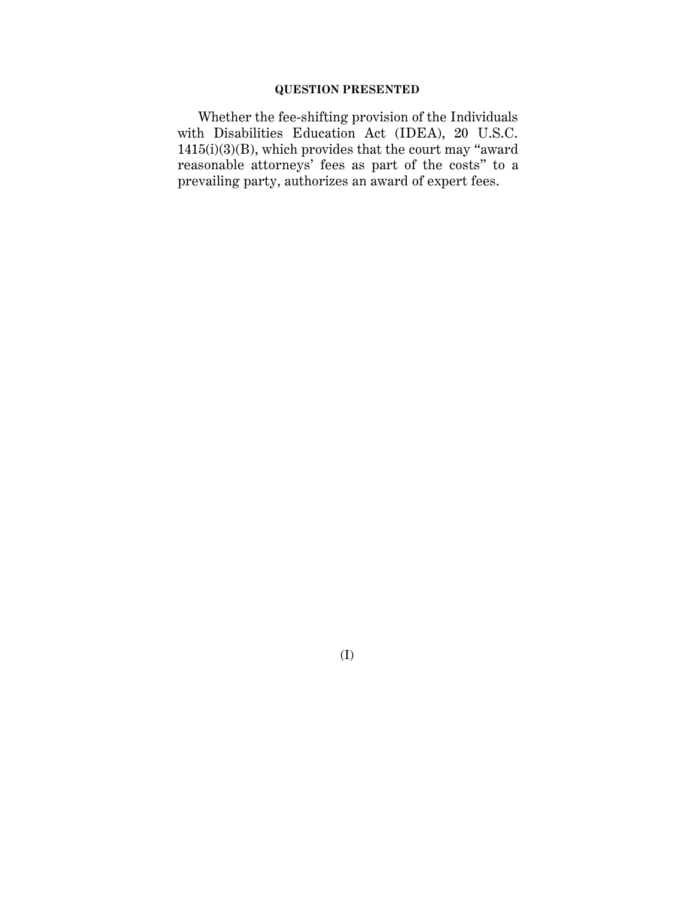## QUESTION PRESENTED

Whether the fee-shifting provision of the Individuals with Disabilities Education Act (IDEA), 20 U.S.C. 1415(i)(3)(B), which provides that the court may "award reasonable attorneys' fees as part of the costs" to a prevailing party, authorizes an award of expert fees.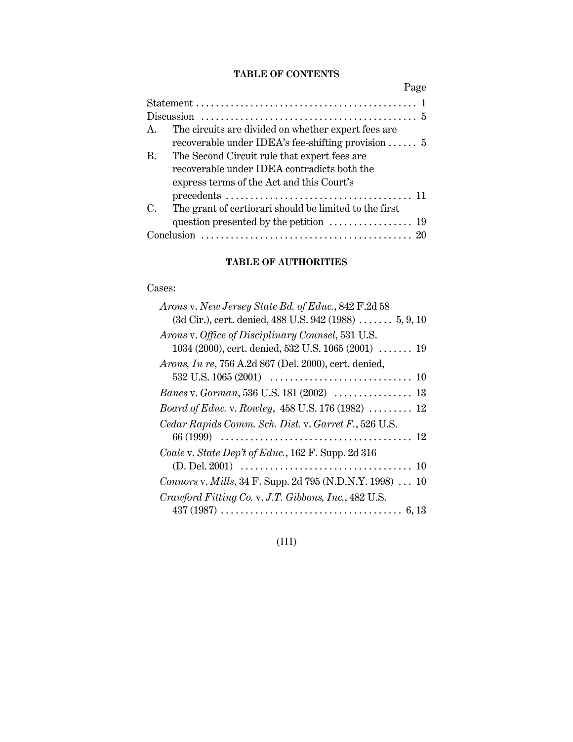## TABLE OF CONTENTS

| | Page |
|---|---|
| Statement | 1 |
| Discussion | 5 |
| A. The circuits are divided on whether expert fees are recoverable under IDEA's fee-shifting provision | 5 |
| B. The Second Circuit rule that expert fees are recoverable under IDEA contradicts both the express terms of the Act and this Court's precedents | 11 |
| C. The grant of certiorari should be limited to the first question presented by the petition | 19 |
| Conclusion | 20 |

## TABLE OF AUTHORITIES

Cases:

| | |
|---|---|
| *Arons* v. *New Jersey State Bd. of Educ.*, 842 F.2d 58 (3d Cir.), cert. denied, 488 U.S. 942 (1988) | 5, 9, 10 |
| *Arons* v. *Office of Disciplinary Counsel*, 531 U.S. 1034 (2000), cert. denied, 532 U.S. 1065 (2001) | 19 |
| *Arons, In re*, 756 A.2d 867 (Del. 2000), cert. denied, 532 U.S. 1065 (2001) | 10 |
| *Banes* v. *Gorman*, 536 U.S. 181 (2002) | 13 |
| *Board of Educ.* v. *Rowley*, 458 U.S. 176 (1982) | 12 |
| *Cedar Rapids Comm. Sch. Dist.* v. *Garret F.*, 526 U.S. 66 (1999) | 12 |
| *Coale* v. *State Dep't of Educ.*, 162 F. Supp. 2d 316 (D. Del. 2001) | 10 |
| *Connors* v. *Mills*, 34 F. Supp. 2d 795 (N.D.N.Y. 1998) | 10 |
| *Crawford Fitting Co.* v. *J.T. Gibbons, Inc.*, 482 U.S. 437 (1987) | 6, 13 |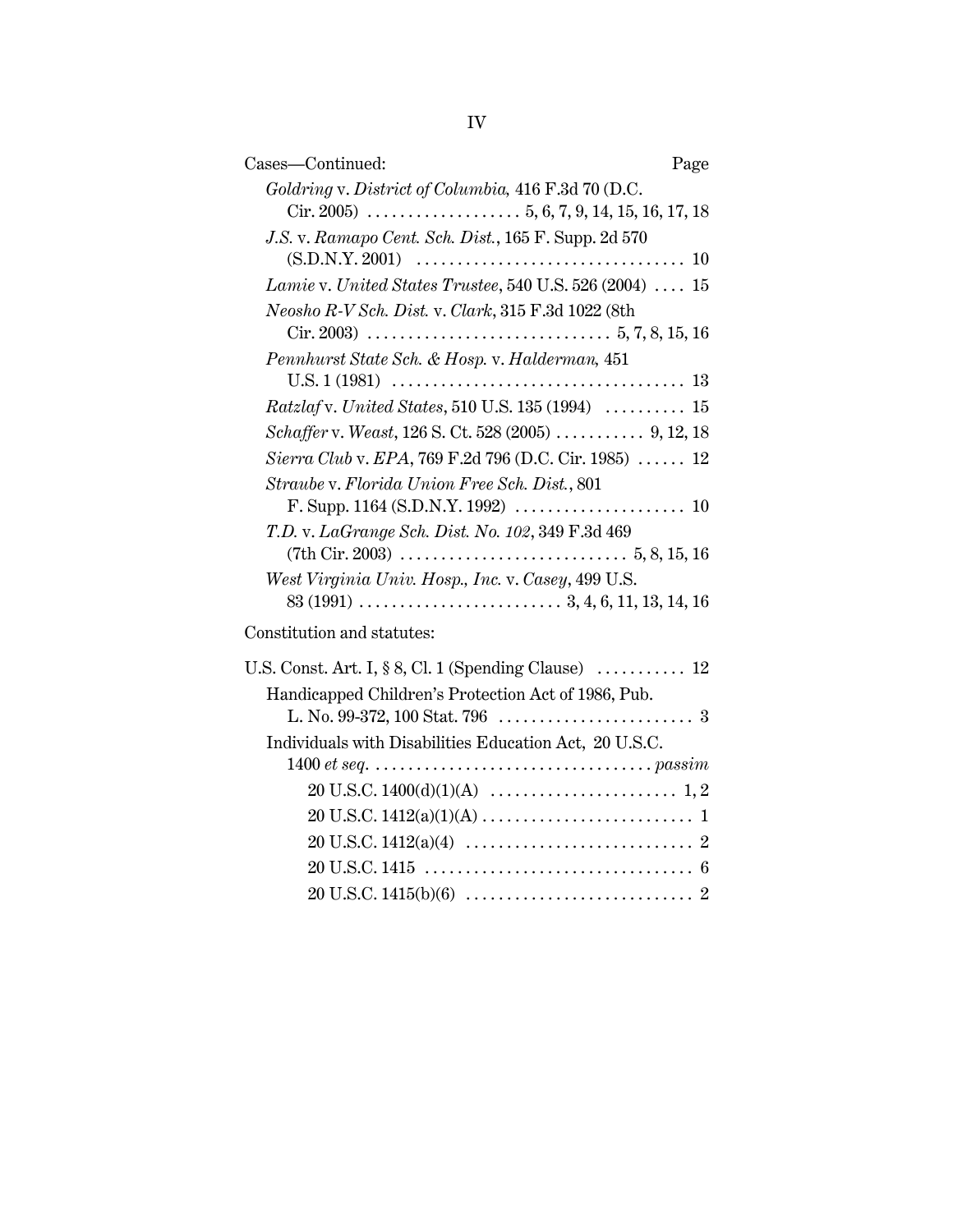Cases—Continued: Page

*Goldring* v. *District of Columbia,* 416 F.3d 70 (D.C. Cir. 2005) . . . . . . . . . . . . . . . . . . . 5, 6, 7, 9, 14, 15, 16, 17, 18

*J.S.* v. *Ramapo Cent. Sch. Dist.*, 165 F. Supp. 2d 570 (S.D.N.Y. 2001) . . . . . . . . . . . . . . . . . . . . . . . . . . . . . . . . 10

*Lamie* v. *United States Trustee*, 540 U.S. 526 (2004) . . . . 15

*Neosho R-V Sch. Dist.* v. *Clark*, 315 F.3d 1022 (8th Cir. 2003) . . . . . . . . . . . . . . . . . . . . . . . . . . . . . . 5, 7, 8, 15, 16

*Pennhurst State Sch. & Hosp.* v. *Halderman*, 451 U.S. 1 (1981) . . . . . . . . . . . . . . . . . . . . . . . . . . . . . . . . . . . 13

*Ratzlaf* v. *United States*, 510 U.S. 135 (1994) . . . . . . . . . . 15

*Schaffer* v. *Weast*, 126 S. Ct. 528 (2005) . . . . . . . . . . . 9, 12, 18

*Sierra Club* v. *EPA*, 769 F.2d 796 (D.C. Cir. 1985) . . . . . . 12

*Straube* v. *Florida Union Free Sch. Dist.*, 801 F. Supp. 1164 (S.D.N.Y. 1992) . . . . . . . . . . . . . . . . . . . . . 10

*T.D.* v. *LaGrange Sch. Dist. No. 102*, 349 F.3d 469 (7th Cir. 2003) . . . . . . . . . . . . . . . . . . . . . . . . . . . . 5, 8, 15, 16

*West Virginia Univ. Hosp., Inc.* v. *Casey*, 499 U.S. 83 (1991) . . . . . . . . . . . . . . . . . . . . . . . . . 3, 4, 6, 11, 13, 14, 16

Constitution and statutes:

U.S. Const. Art. I, § 8, Cl. 1 (Spending Clause) . . . . . . . . . . . 12

Handicapped Children's Protection Act of 1986, Pub. L. No. 99-372, 100 Stat. 796 . . . . . . . . . . . . . . . . . . . . . . . 3

Individuals with Disabilities Education Act, 20 U.S.C. 1400 *et seq.* . . . . . . . . . . . . . . . . . . . . . . . . . . . . . . . . . . *passim*

20 U.S.C. 1400(d)(1)(A) . . . . . . . . . . . . . . . . . . . . . . . 1, 2

20 U.S.C. 1412(a)(1)(A) . . . . . . . . . . . . . . . . . . . . . . . . . . 1

20 U.S.C. 1412(a)(4) . . . . . . . . . . . . . . . . . . . . . . . . . . . . 2

20 U.S.C. 1415 . . . . . . . . . . . . . . . . . . . . . . . . . . . . . . . . . 6

20 U.S.C. 1415(b)(6) . . . . . . . . . . . . . . . . . . . . . . . . . . . . 2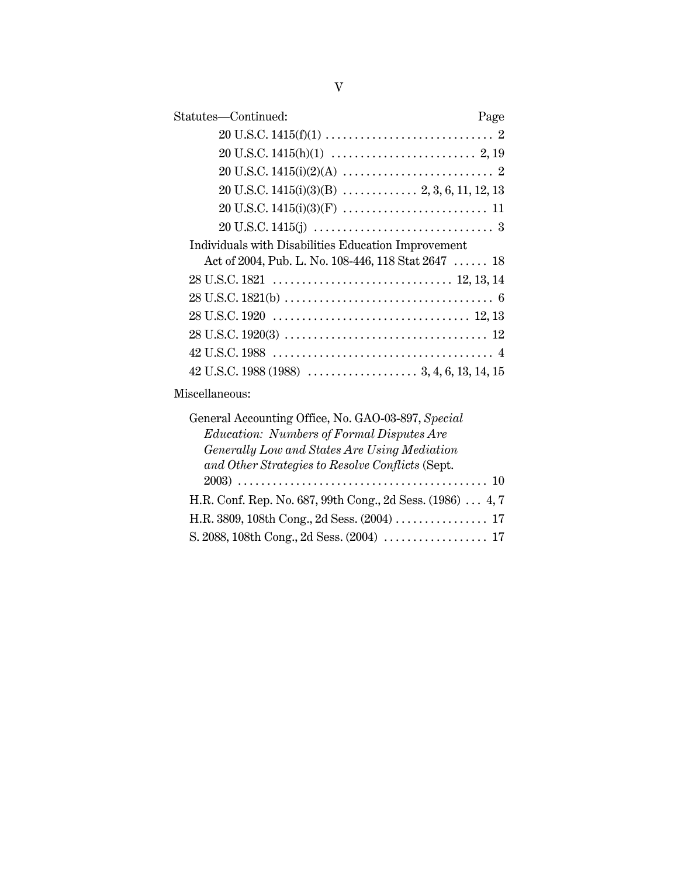Statutes—Continued: Page

20 U.S.C. 1415(f)(1) .............................. 2

20 U.S.C. 1415(h)(1) .......................... 2, 19

20 U.S.C. 1415(i)(2)(A) .......................... 2

20 U.S.C. 1415(i)(3)(B) ............. 2, 3, 6, 11, 12, 13

20 U.S.C. 1415(i)(3)(F) ......................... 11

20 U.S.C. 1415(j) ............................... 3

Individuals with Disabilities Education Improvement Act of 2004, Pub. L. No. 108-446, 118 Stat 2647 ...... 18

28 U.S.C. 1821 ............................... 12, 13, 14

28 U.S.C. 1821(b) .................................... 6

28 U.S.C. 1920 .................................. 12, 13

28 U.S.C. 1920(3) ................................... 12

42 U.S.C. 1988 ....................................... 4

42 U.S.C. 1988 (1988) ................... 3, 4, 6, 13, 14, 15

Miscellaneous:

General Accounting Office, No. GAO-03-897, *Special Education: Numbers of Formal Disputes Are Generally Low and States Are Using Mediation and Other Strategies to Resolve Conflicts* (Sept. 2003) ........................................... 10

H.R. Conf. Rep. No. 687, 99th Cong., 2d Sess. (1986) ... 4, 7

H.R. 3809, 108th Cong., 2d Sess. (2004) ................ 17

S. 2088, 108th Cong., 2d Sess. (2004) .................. 17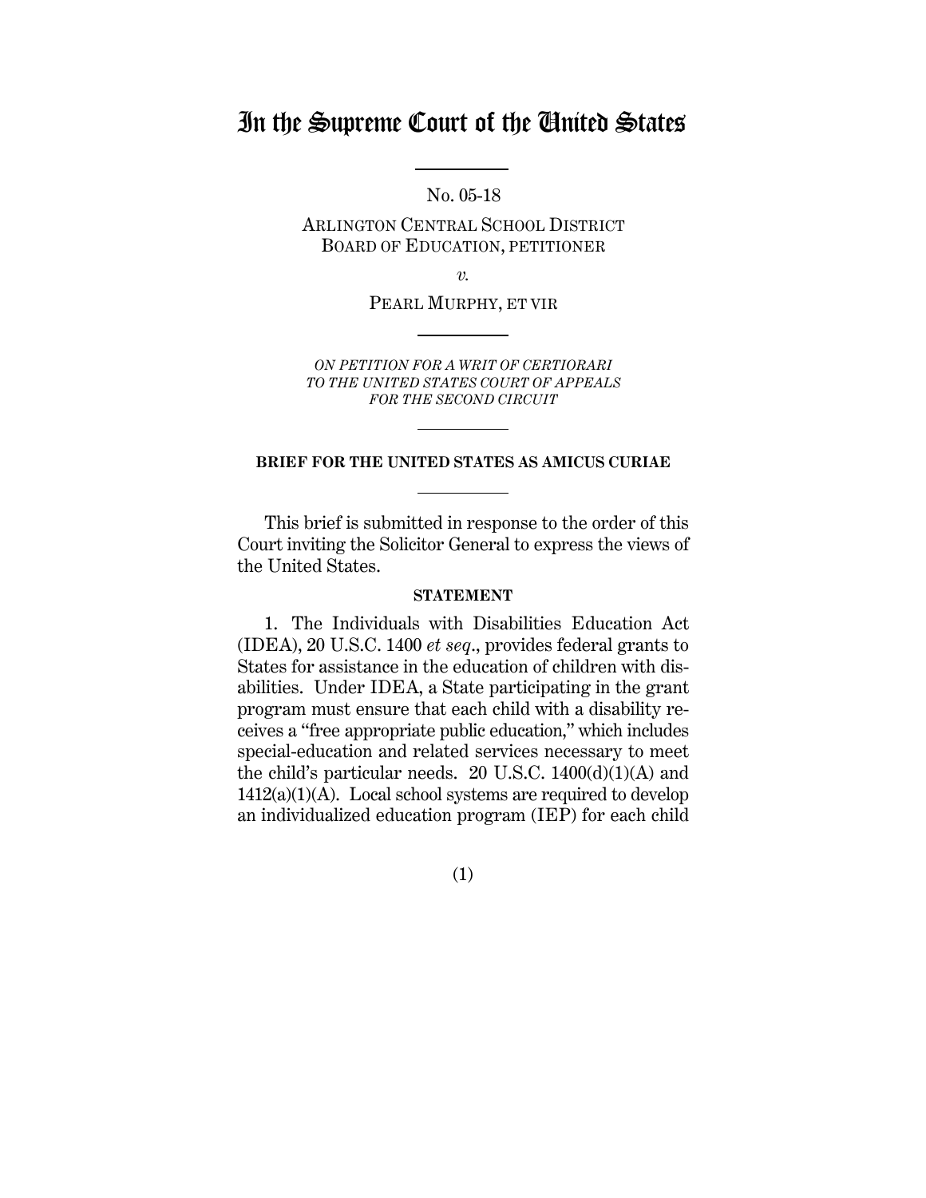# In the Supreme Court of the United States

No. 05-18

ARLINGTON CENTRAL SCHOOL DISTRICT BOARD OF EDUCATION, PETITIONER

*v.*

PEARL MURPHY, ET VIR

*ON PETITION FOR A WRIT OF CERTIORARI TO THE UNITED STATES COURT OF APPEALS FOR THE SECOND CIRCUIT*

**BRIEF FOR THE UNITED STATES AS AMICUS CURIAE**

This brief is submitted in response to the order of this Court inviting the Solicitor General to express the views of the United States.

**STATEMENT**

1. The Individuals with Disabilities Education Act (IDEA), 20 U.S.C. 1400 *et seq*., provides federal grants to States for assistance in the education of children with disabilities. Under IDEA, a State participating in the grant program must ensure that each child with a disability receives a "free appropriate public education," which includes special-education and related services necessary to meet the child's particular needs. 20 U.S.C. 1400(d)(1)(A) and 1412(a)(1)(A). Local school systems are required to develop an individualized education program (IEP) for each child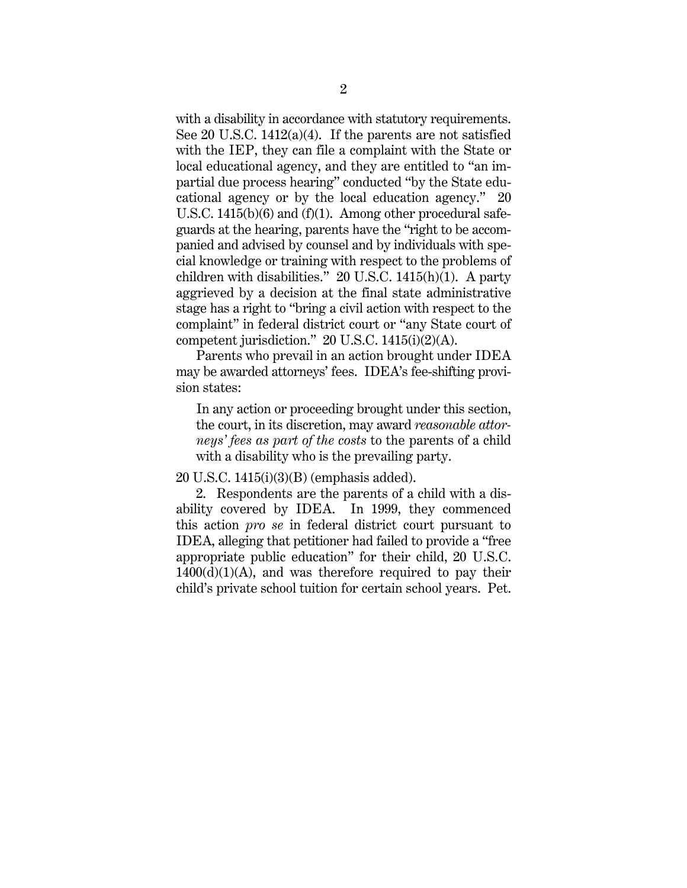with a disability in accordance with statutory requirements. See 20 U.S.C. 1412(a)(4). If the parents are not satisfied with the IEP, they can file a complaint with the State or local educational agency, and they are entitled to "an impartial due process hearing" conducted "by the State educational agency or by the local education agency." 20 U.S.C. 1415(b)(6) and (f)(1). Among other procedural safeguards at the hearing, parents have the "right to be accompanied and advised by counsel and by individuals with special knowledge or training with respect to the problems of children with disabilities." 20 U.S.C. 1415(h)(1). A party aggrieved by a decision at the final state administrative stage has a right to "bring a civil action with respect to the complaint" in federal district court or "any State court of competent jurisdiction." 20 U.S.C. 1415(i)(2)(A).

Parents who prevail in an action brought under IDEA may be awarded attorneys' fees. IDEA's fee-shifting provision states:

> In any action or proceeding brought under this section, the court, in its discretion, may award *reasonable attorneys' fees as part of the costs* to the parents of a child with a disability who is the prevailing party.

20 U.S.C. 1415(i)(3)(B) (emphasis added).

2. Respondents are the parents of a child with a disability covered by IDEA. In 1999, they commenced this action *pro se* in federal district court pursuant to IDEA, alleging that petitioner had failed to provide a "free appropriate public education" for their child, 20 U.S.C. 1400(d)(1)(A), and was therefore required to pay their child's private school tuition for certain school years. Pet.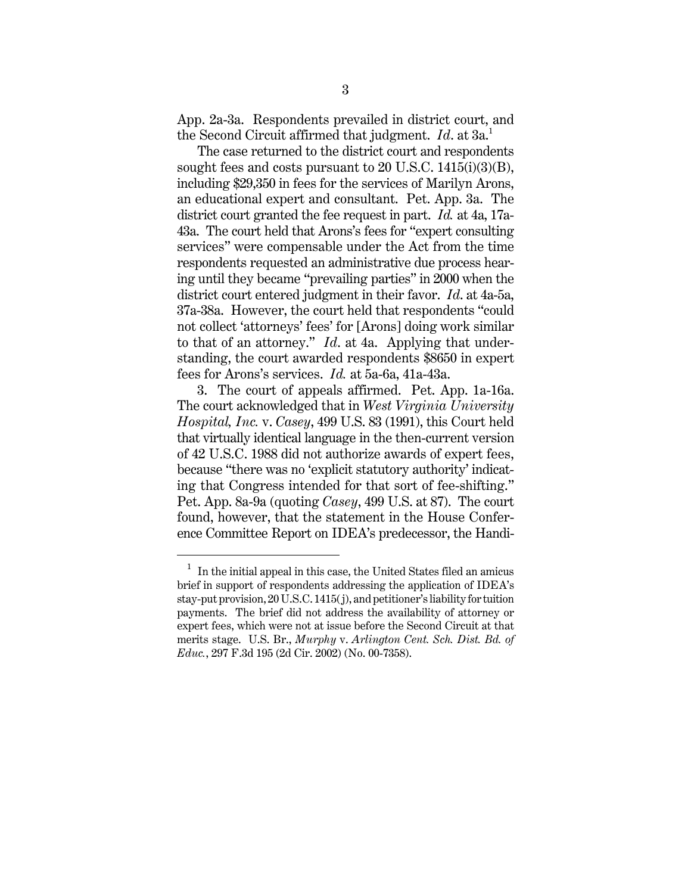App. 2a-3a. Respondents prevailed in district court, and the Second Circuit affirmed that judgment. *Id*. at 3a.[1]

The case returned to the district court and respondents sought fees and costs pursuant to 20 U.S.C. 1415(i)(3)(B), including $29,350 in fees for the services of Marilyn Arons, an educational expert and consultant. Pet. App. 3a. The district court granted the fee request in part. *Id.* at 4a, 17a-43a. The court held that Arons's fees for "expert consulting services" were compensable under the Act from the time respondents requested an administrative due process hearing until they became "prevailing parties" in 2000 when the district court entered judgment in their favor. *Id*. at 4a-5a, 37a-38a. However, the court held that respondents "could not collect 'attorneys' fees' for [Arons] doing work similar to that of an attorney." *Id*. at 4a. Applying that understanding, the court awarded respondents $8650 in expert fees for Arons's services. *Id.* at 5a-6a, 41a-43a.

3. The court of appeals affirmed. Pet. App. 1a-16a. The court acknowledged that in *West Virginia University Hospital, Inc.* v. *Casey*, 499 U.S. 83 (1991), this Court held that virtually identical language in the then-current version of 42 U.S.C. 1988 did not authorize awards of expert fees, because "there was no 'explicit statutory authority' indicating that Congress intended for that sort of fee-shifting." Pet. App. 8a-9a (quoting *Casey*, 499 U.S. at 87). The court found, however, that the statement in the House Conference Committee Report on IDEA's predecessor, the Handi-

---

[1] In the initial appeal in this case, the United States filed an amicus brief in support of respondents addressing the application of IDEA's stay-put provision, 20 U.S.C. 1415(j), and petitioner's liability for tuition payments. The brief did not address the availability of attorney or expert fees, which were not at issue before the Second Circuit at that merits stage. U.S. Br., *Murphy* v. *Arlington Cent. Sch. Dist. Bd. of Educ.*, 297 F.3d 195 (2d Cir. 2002) (No. 00-7358).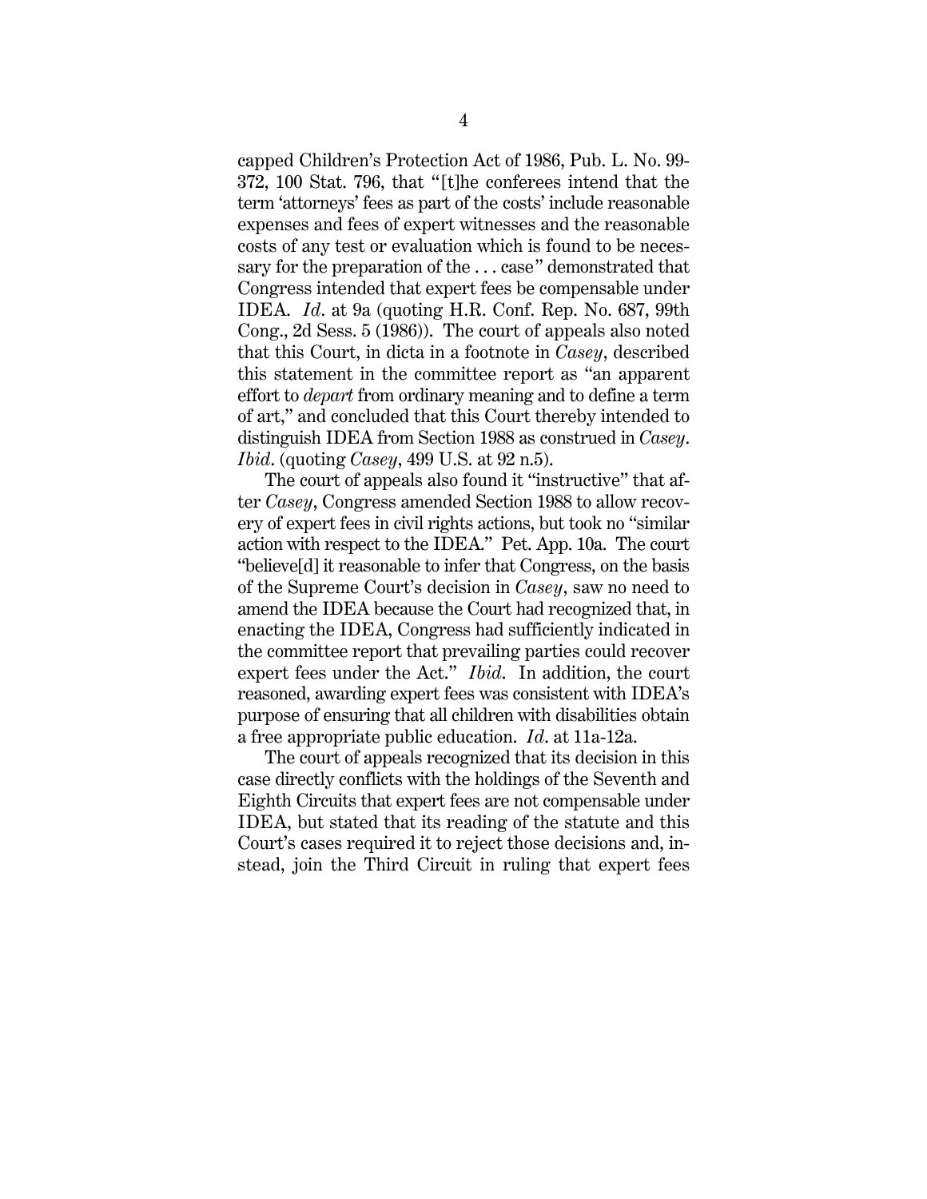capped Children's Protection Act of 1986, Pub. L. No. 99-372, 100 Stat. 796, that "[t]he conferees intend that the term 'attorneys' fees as part of the costs' include reasonable expenses and fees of expert witnesses and the reasonable costs of any test or evaluation which is found to be necessary for the preparation of the . . . case" demonstrated that Congress intended that expert fees be compensable under IDEA. *Id.* at 9a (quoting H.R. Conf. Rep. No. 687, 99th Cong., 2d Sess. 5 (1986)). The court of appeals also noted that this Court, in dicta in a footnote in *Casey*, described this statement in the committee report as "an apparent effort to *depart* from ordinary meaning and to define a term of art," and concluded that this Court thereby intended to distinguish IDEA from Section 1988 as construed in *Casey*. *Ibid.* (quoting *Casey*, 499 U.S. at 92 n.5).

The court of appeals also found it "instructive" that after *Casey*, Congress amended Section 1988 to allow recovery of expert fees in civil rights actions, but took no "similar action with respect to the IDEA." Pet. App. 10a. The court "believe[d] it reasonable to infer that Congress, on the basis of the Supreme Court's decision in *Casey*, saw no need to amend the IDEA because the Court had recognized that, in enacting the IDEA, Congress had sufficiently indicated in the committee report that prevailing parties could recover expert fees under the Act." *Ibid.* In addition, the court reasoned, awarding expert fees was consistent with IDEA's purpose of ensuring that all children with disabilities obtain a free appropriate public education. *Id.* at 11a-12a.

The court of appeals recognized that its decision in this case directly conflicts with the holdings of the Seventh and Eighth Circuits that expert fees are not compensable under IDEA, but stated that its reading of the statute and this Court's cases required it to reject those decisions and, instead, join the Third Circuit in ruling that expert fees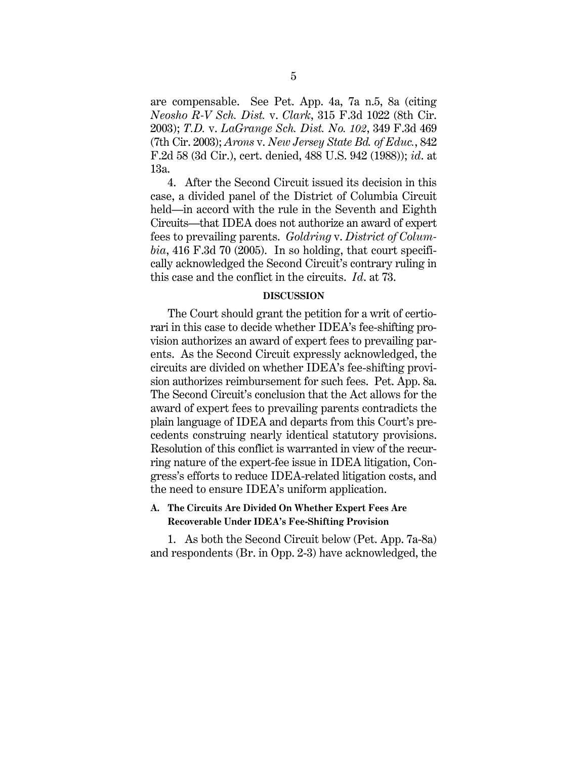are compensable. See Pet. App. 4a, 7a n.5, 8a (citing *Neosho R-V Sch. Dist.* v. *Clark*, 315 F.3d 1022 (8th Cir. 2003); *T.D.* v. *LaGrange Sch. Dist. No. 102*, 349 F.3d 469 (7th Cir. 2003); *Arons* v. *New Jersey State Bd. of Educ.*, 842 F.2d 58 (3d Cir.), cert. denied, 488 U.S. 942 (1988)); *id*. at 13a.

4. After the Second Circuit issued its decision in this case, a divided panel of the District of Columbia Circuit held—in accord with the rule in the Seventh and Eighth Circuits—that IDEA does not authorize an award of expert fees to prevailing parents. *Goldring* v. *District of Columbia*, 416 F.3d 70 (2005). In so holding, that court specifically acknowledged the Second Circuit's contrary ruling in this case and the conflict in the circuits. *Id*. at 73.

## DISCUSSION

The Court should grant the petition for a writ of certiorari in this case to decide whether IDEA's fee-shifting provision authorizes an award of expert fees to prevailing parents. As the Second Circuit expressly acknowledged, the circuits are divided on whether IDEA's fee-shifting provision authorizes reimbursement for such fees. Pet. App. 8a. The Second Circuit's conclusion that the Act allows for the award of expert fees to prevailing parents contradicts the plain language of IDEA and departs from this Court's precedents construing nearly identical statutory provisions. Resolution of this conflict is warranted in view of the recurring nature of the expert-fee issue in IDEA litigation, Congress's efforts to reduce IDEA-related litigation costs, and the need to ensure IDEA's uniform application.

### A. The Circuits Are Divided On Whether Expert Fees Are Recoverable Under IDEA's Fee-Shifting Provision

1. As both the Second Circuit below (Pet. App. 7a-8a) and respondents (Br. in Opp. 2-3) have acknowledged, the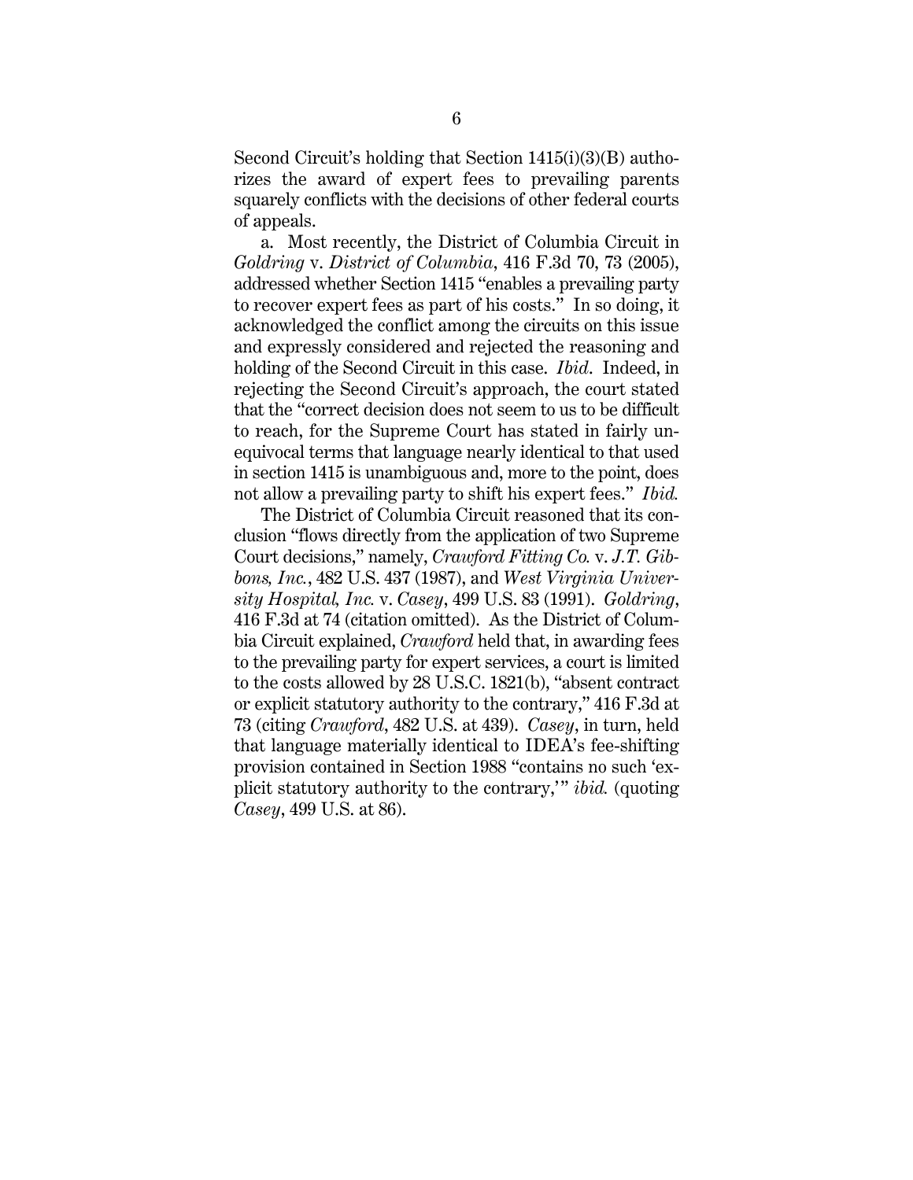Second Circuit's holding that Section 1415(i)(3)(B) authorizes the award of expert fees to prevailing parents squarely conflicts with the decisions of other federal courts of appeals.

a. Most recently, the District of Columbia Circuit in *Goldring* v. *District of Columbia*, 416 F.3d 70, 73 (2005), addressed whether Section 1415 "enables a prevailing party to recover expert fees as part of his costs." In so doing, it acknowledged the conflict among the circuits on this issue and expressly considered and rejected the reasoning and holding of the Second Circuit in this case. *Ibid*. Indeed, in rejecting the Second Circuit's approach, the court stated that the "correct decision does not seem to us to be difficult to reach, for the Supreme Court has stated in fairly unequivocal terms that language nearly identical to that used in section 1415 is unambiguous and, more to the point, does not allow a prevailing party to shift his expert fees." *Ibid.*

The District of Columbia Circuit reasoned that its conclusion "flows directly from the application of two Supreme Court decisions," namely, *Crawford Fitting Co.* v. *J.T. Gibbons, Inc.*, 482 U.S. 437 (1987), and *West Virginia University Hospital, Inc.* v. *Casey*, 499 U.S. 83 (1991). *Goldring*, 416 F.3d at 74 (citation omitted). As the District of Columbia Circuit explained, *Crawford* held that, in awarding fees to the prevailing party for expert services, a court is limited to the costs allowed by 28 U.S.C. 1821(b), "absent contract or explicit statutory authority to the contrary," 416 F.3d at 73 (citing *Crawford*, 482 U.S. at 439). *Casey*, in turn, held that language materially identical to IDEA's fee-shifting provision contained in Section 1988 "contains no such 'explicit statutory authority to the contrary,'" *ibid.* (quoting *Casey*, 499 U.S. at 86).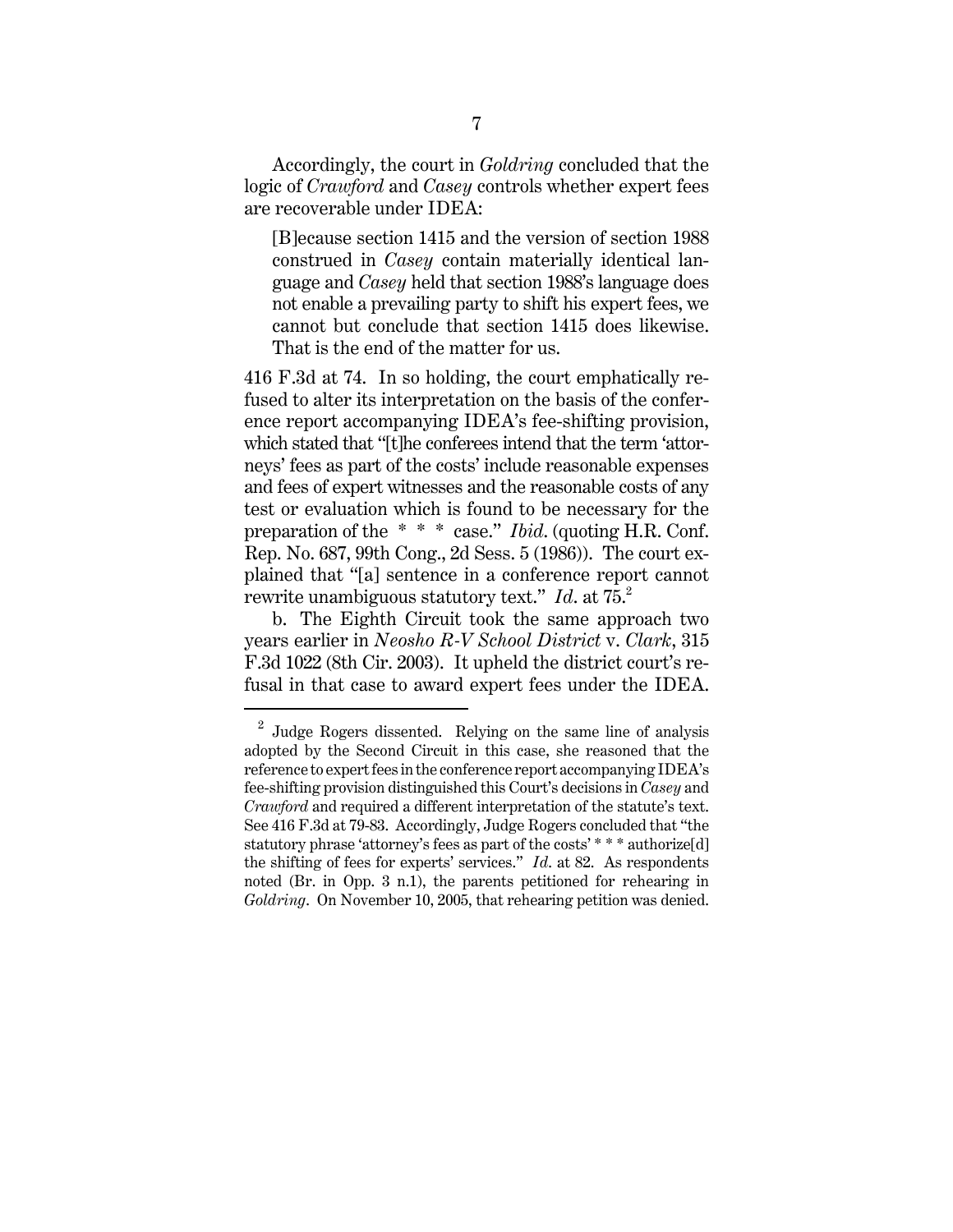Accordingly, the court in *Goldring* concluded that the logic of *Crawford* and *Casey* controls whether expert fees are recoverable under IDEA:

> [B]ecause section 1415 and the version of section 1988 construed in *Casey* contain materially identical language and *Casey* held that section 1988's language does not enable a prevailing party to shift his expert fees, we cannot but conclude that section 1415 does likewise. That is the end of the matter for us.

416 F.3d at 74. In so holding, the court emphatically refused to alter its interpretation on the basis of the conference report accompanying IDEA's fee-shifting provision, which stated that "[t]he conferees intend that the term 'attorneys' fees as part of the costs' include reasonable expenses and fees of expert witnesses and the reasonable costs of any test or evaluation which is found to be necessary for the preparation of the * * * case." *Ibid.* (quoting H.R. Conf. Rep. No. 687, 99th Cong., 2d Sess. 5 (1986)). The court explained that "[a] sentence in a conference report cannot rewrite unambiguous statutory text." *Id.* at 75.[2]

b. The Eighth Circuit took the same approach two years earlier in *Neosho R-V School District* v. *Clark*, 315 F.3d 1022 (8th Cir. 2003). It upheld the district court's refusal in that case to award expert fees under the IDEA.

---

[2] Judge Rogers dissented. Relying on the same line of analysis adopted by the Second Circuit in this case, she reasoned that the reference to expert fees in the conference report accompanying IDEA's fee-shifting provision distinguished this Court's decisions in *Casey* and *Crawford* and required a different interpretation of the statute's text. See 416 F.3d at 79-83. Accordingly, Judge Rogers concluded that "the statutory phrase 'attorney's fees as part of the costs' * * * authorize[d] the shifting of fees for experts' services." *Id.* at 82. As respondents noted (Br. in Opp. 3 n.1), the parents petitioned for rehearing in *Goldring*. On November 10, 2005, that rehearing petition was denied.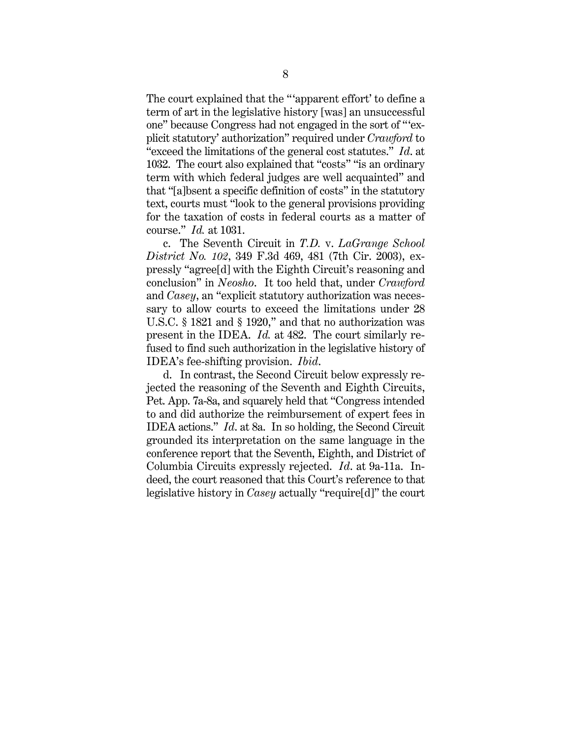The court explained that the "'apparent effort' to define a term of art in the legislative history [was] an unsuccessful one" because Congress had not engaged in the sort of "'explicit statutory' authorization" required under *Crawford* to "exceed the limitations of the general cost statutes." *Id*. at 1032. The court also explained that "costs" "is an ordinary term with which federal judges are well acquainted" and that "[a]bsent a specific definition of costs" in the statutory text, courts must "look to the general provisions providing for the taxation of costs in federal courts as a matter of course." *Id.* at 1031.

c. The Seventh Circuit in *T.D.* v. *LaGrange School District No. 102*, 349 F.3d 469, 481 (7th Cir. 2003), expressly "agree[d] with the Eighth Circuit's reasoning and conclusion" in *Neosho*. It too held that, under *Crawford* and *Casey*, an "explicit statutory authorization was necessary to allow courts to exceed the limitations under 28 U.S.C. § 1821 and § 1920," and that no authorization was present in the IDEA. *Id.* at 482. The court similarly refused to find such authorization in the legislative history of IDEA's fee-shifting provision. *Ibid*.

d. In contrast, the Second Circuit below expressly rejected the reasoning of the Seventh and Eighth Circuits, Pet. App. 7a-8a, and squarely held that "Congress intended to and did authorize the reimbursement of expert fees in IDEA actions." *Id*. at 8a. In so holding, the Second Circuit grounded its interpretation on the same language in the conference report that the Seventh, Eighth, and District of Columbia Circuits expressly rejected. *Id*. at 9a-11a. Indeed, the court reasoned that this Court's reference to that legislative history in *Casey* actually "require[d]" the court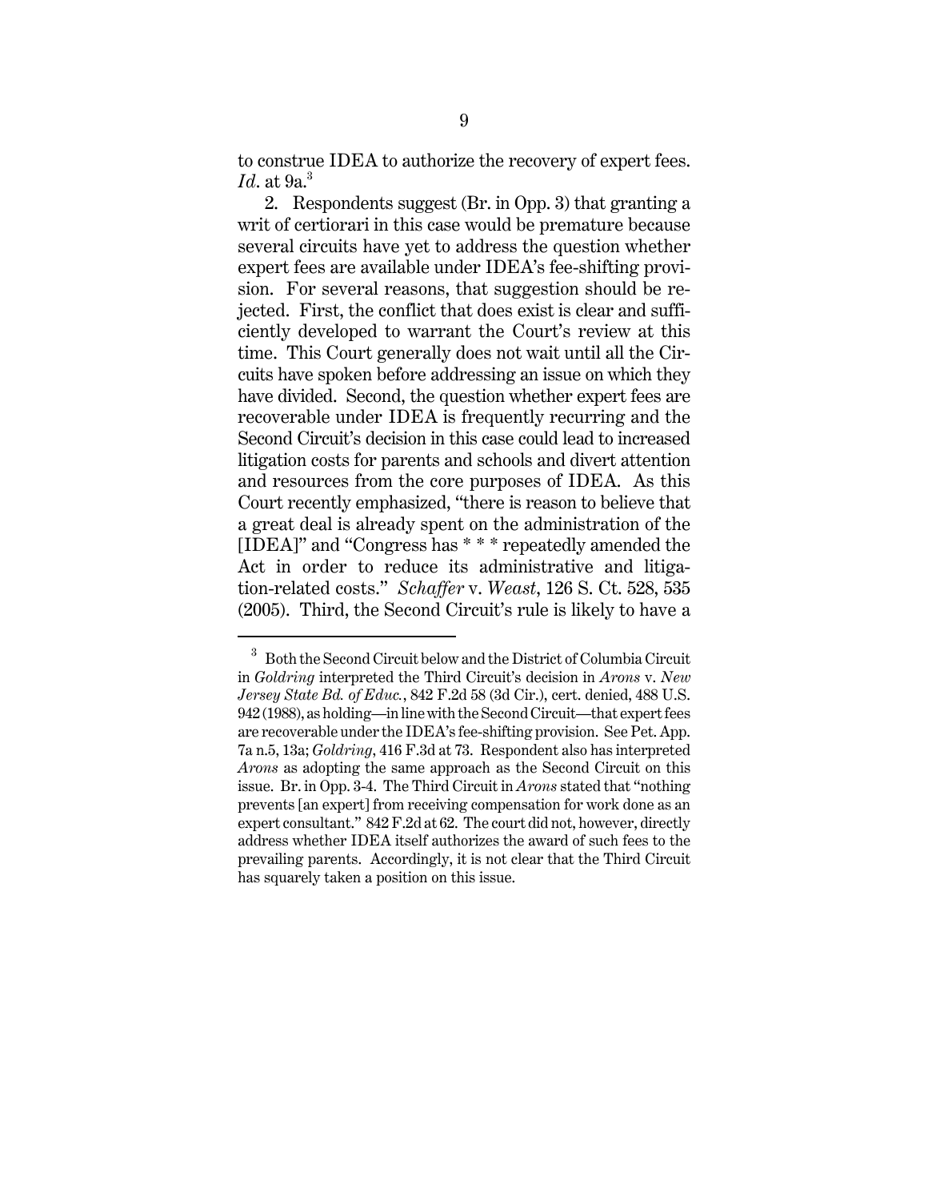to construe IDEA to authorize the recovery of expert fees. *Id.* at 9a.[3]

2. Respondents suggest (Br. in Opp. 3) that granting a writ of certiorari in this case would be premature because several circuits have yet to address the question whether expert fees are available under IDEA's fee-shifting provision. For several reasons, that suggestion should be rejected. First, the conflict that does exist is clear and sufficiently developed to warrant the Court's review at this time. This Court generally does not wait until all the Circuits have spoken before addressing an issue on which they have divided. Second, the question whether expert fees are recoverable under IDEA is frequently recurring and the Second Circuit's decision in this case could lead to increased litigation costs for parents and schools and divert attention and resources from the core purposes of IDEA. As this Court recently emphasized, "there is reason to believe that a great deal is already spent on the administration of the [IDEA]" and "Congress has * * * repeatedly amended the Act in order to reduce its administrative and litigation-related costs." *Schaffer* v. *Weast*, 126 S. Ct. 528, 535 (2005). Third, the Second Circuit's rule is likely to have a

---

[3] Both the Second Circuit below and the District of Columbia Circuit in *Goldring* interpreted the Third Circuit's decision in *Arons* v. *New Jersey State Bd. of Educ.*, 842 F.2d 58 (3d Cir.), cert. denied, 488 U.S. 942 (1988), as holding—in line with the Second Circuit—that expert fees are recoverable under the IDEA's fee-shifting provision. See Pet. App. 7a n.5, 13a; *Goldring*, 416 F.3d at 73. Respondent also has interpreted *Arons* as adopting the same approach as the Second Circuit on this issue. Br. in Opp. 3-4. The Third Circuit in *Arons* stated that "nothing prevents [an expert] from receiving compensation for work done as an expert consultant." 842 F.2d at 62. The court did not, however, directly address whether IDEA itself authorizes the award of such fees to the prevailing parents. Accordingly, it is not clear that the Third Circuit has squarely taken a position on this issue.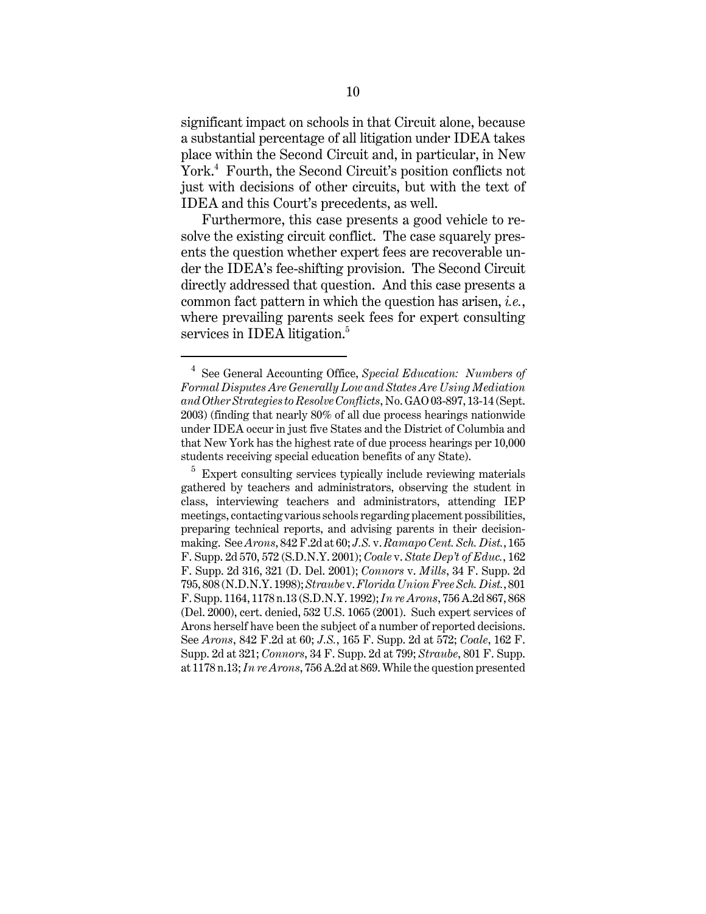significant impact on schools in that Circuit alone, because a substantial percentage of all litigation under IDEA takes place within the Second Circuit and, in particular, in New York.[4] Fourth, the Second Circuit's position conflicts not just with decisions of other circuits, but with the text of IDEA and this Court's precedents, as well.

Furthermore, this case presents a good vehicle to resolve the existing circuit conflict. The case squarely presents the question whether expert fees are recoverable under the IDEA's fee-shifting provision. The Second Circuit directly addressed that question. And this case presents a common fact pattern in which the question has arisen, *i.e.*, where prevailing parents seek fees for expert consulting services in IDEA litigation.[5]

---

[4] See General Accounting Office, *Special Education: Numbers of Formal Disputes Are Generally Low and States Are Using Mediation and Other Strategies to Resolve Conflicts*, No. GAO 03-897, 13-14 (Sept. 2003) (finding that nearly 80% of all due process hearings nationwide under IDEA occur in just five States and the District of Columbia and that New York has the highest rate of due process hearings per 10,000 students receiving special education benefits of any State).

[5] Expert consulting services typically include reviewing materials gathered by teachers and administrators, observing the student in class, interviewing teachers and administrators, attending IEP meetings, contacting various schools regarding placement possibilities, preparing technical reports, and advising parents in their decision-making. See *Arons*, 842 F.2d at 60; *J.S.* v. *Ramapo Cent. Sch. Dist.*, 165 F. Supp. 2d 570, 572 (S.D.N.Y. 2001); *Coale* v. *State Dep't of Educ.*, 162 F. Supp. 2d 316, 321 (D. Del. 2001); *Connors* v. *Mills*, 34 F. Supp. 2d 795, 808 (N.D.N.Y. 1998); *Straube* v. *Florida Union Free Sch. Dist.*, 801 F. Supp. 1164, 1178 n.13 (S.D.N.Y. 1992); *In re Arons*, 756 A.2d 867, 868 (Del. 2000), cert. denied, 532 U.S. 1065 (2001). Such expert services of Arons herself have been the subject of a number of reported decisions. See *Arons*, 842 F.2d at 60; *J.S.*, 165 F. Supp. 2d at 572; *Coale*, 162 F. Supp. 2d at 321; *Connors*, 34 F. Supp. 2d at 799; *Straube*, 801 F. Supp. at 1178 n.13; *In re Arons*, 756 A.2d at 869. While the question presented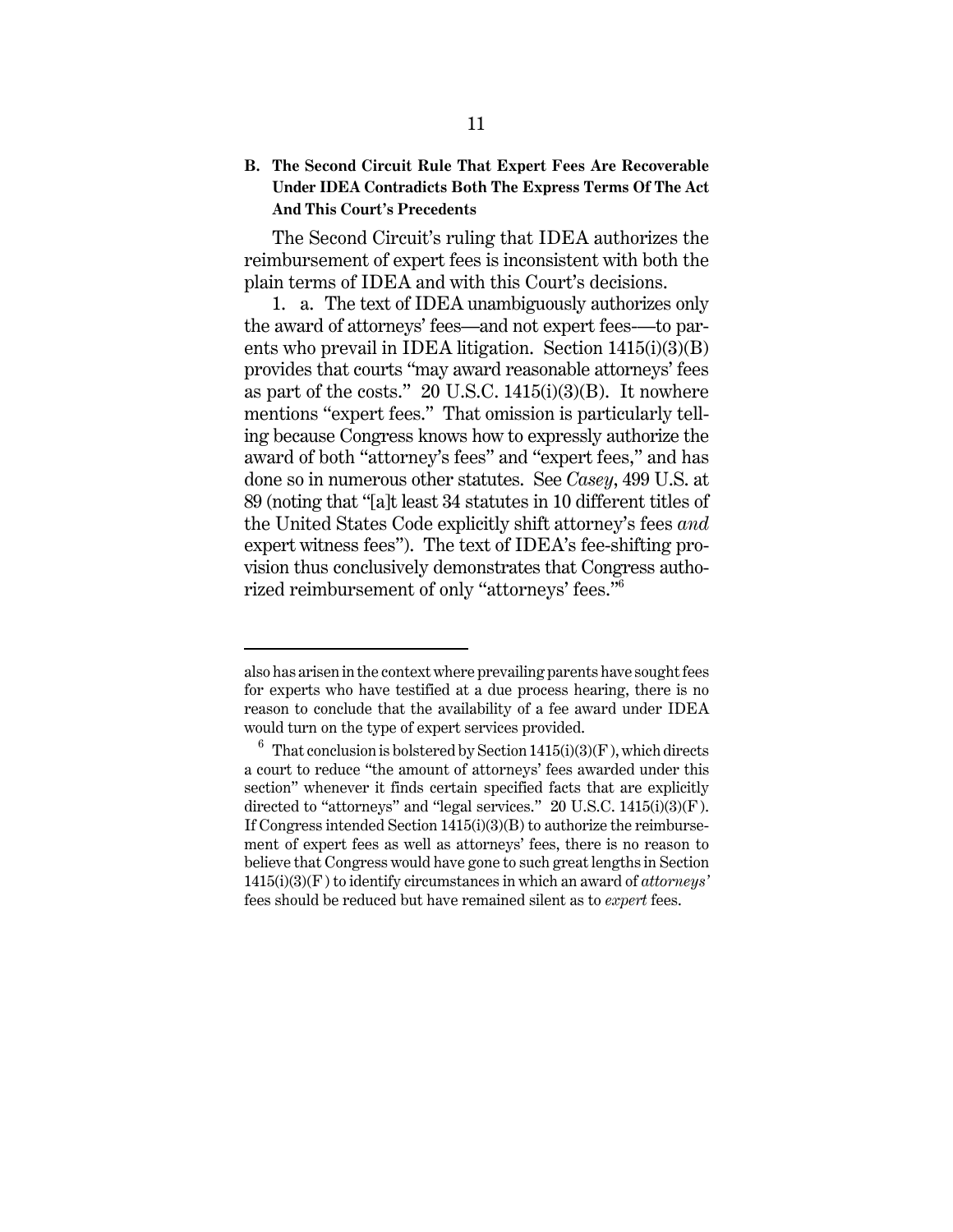### B. The Second Circuit Rule That Expert Fees Are Recoverable Under IDEA Contradicts Both The Express Terms Of The Act And This Court's Precedents

The Second Circuit's ruling that IDEA authorizes the reimbursement of expert fees is inconsistent with both the plain terms of IDEA and with this Court's decisions.

1. a. The text of IDEA unambiguously authorizes only the award of attorneys' fees—and not expert fees—to parents who prevail in IDEA litigation. Section 1415(i)(3)(B) provides that courts "may award reasonable attorneys' fees as part of the costs." 20 U.S.C. 1415(i)(3)(B). It nowhere mentions "expert fees." That omission is particularly telling because Congress knows how to expressly authorize the award of both "attorney's fees" and "expert fees," and has done so in numerous other statutes. See *Casey*, 499 U.S. at 89 (noting that "[a]t least 34 statutes in 10 different titles of the United States Code explicitly shift attorney's fees *and* expert witness fees"). The text of IDEA's fee-shifting provision thus conclusively demonstrates that Congress authorized reimbursement of only "attorneys' fees."[6]

---

also has arisen in the context where prevailing parents have sought fees for experts who have testified at a due process hearing, there is no reason to conclude that the availability of a fee award under IDEA would turn on the type of expert services provided.

[6] That conclusion is bolstered by Section 1415(i)(3)(F), which directs a court to reduce "the amount of attorneys' fees awarded under this section" whenever it finds certain specified facts that are explicitly directed to "attorneys" and "legal services." 20 U.S.C. 1415(i)(3)(F). If Congress intended Section 1415(i)(3)(B) to authorize the reimbursement of expert fees as well as attorneys' fees, there is no reason to believe that Congress would have gone to such great lengths in Section 1415(i)(3)(F) to identify circumstances in which an award of *attorneys'* fees should be reduced but have remained silent as to *expert* fees.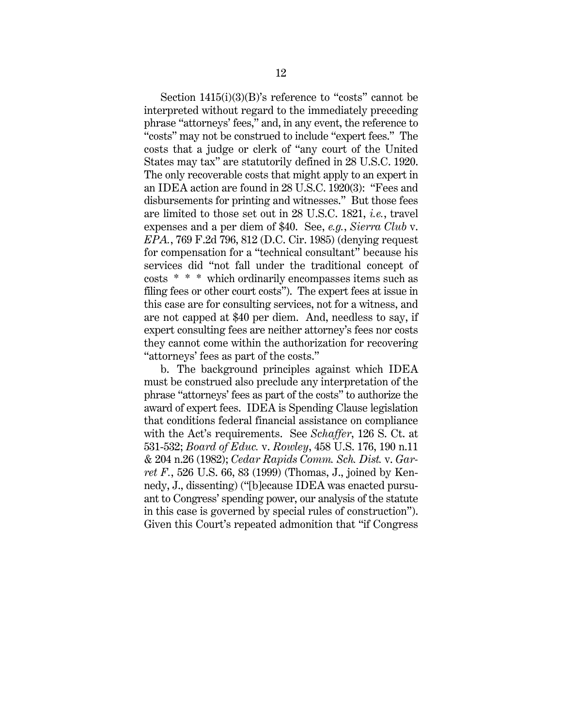Section 1415(i)(3)(B)'s reference to "costs" cannot be interpreted without regard to the immediately preceding phrase "attorneys' fees," and, in any event, the reference to "costs" may not be construed to include "expert fees." The costs that a judge or clerk of "any court of the United States may tax" are statutorily defined in 28 U.S.C. 1920. The only recoverable costs that might apply to an expert in an IDEA action are found in 28 U.S.C. 1920(3): "Fees and disbursements for printing and witnesses." But those fees are limited to those set out in 28 U.S.C. 1821, *i.e.*, travel expenses and a per diem of $40. See, *e.g.*, *Sierra Club* v. *EPA.*, 769 F.2d 796, 812 (D.C. Cir. 1985) (denying request for compensation for a "technical consultant" because his services did "not fall under the traditional concept of costs * * * which ordinarily encompasses items such as filing fees or other court costs"). The expert fees at issue in this case are for consulting services, not for a witness, and are not capped at $40 per diem. And, needless to say, if expert consulting fees are neither attorney's fees nor costs they cannot come within the authorization for recovering "attorneys' fees as part of the costs."

b. The background principles against which IDEA must be construed also preclude any interpretation of the phrase "attorneys' fees as part of the costs" to authorize the award of expert fees. IDEA is Spending Clause legislation that conditions federal financial assistance on compliance with the Act's requirements. See *Schaffer*, 126 S. Ct. at 531-532; *Board of Educ.* v. *Rowley*, 458 U.S. 176, 190 n.11 & 204 n.26 (1982); *Cedar Rapids Comm. Sch. Dist.* v. *Garret F.*, 526 U.S. 66, 83 (1999) (Thomas, J., joined by Kennedy, J., dissenting) ("[b]ecause IDEA was enacted pursuant to Congress' spending power, our analysis of the statute in this case is governed by special rules of construction"). Given this Court's repeated admonition that "if Congress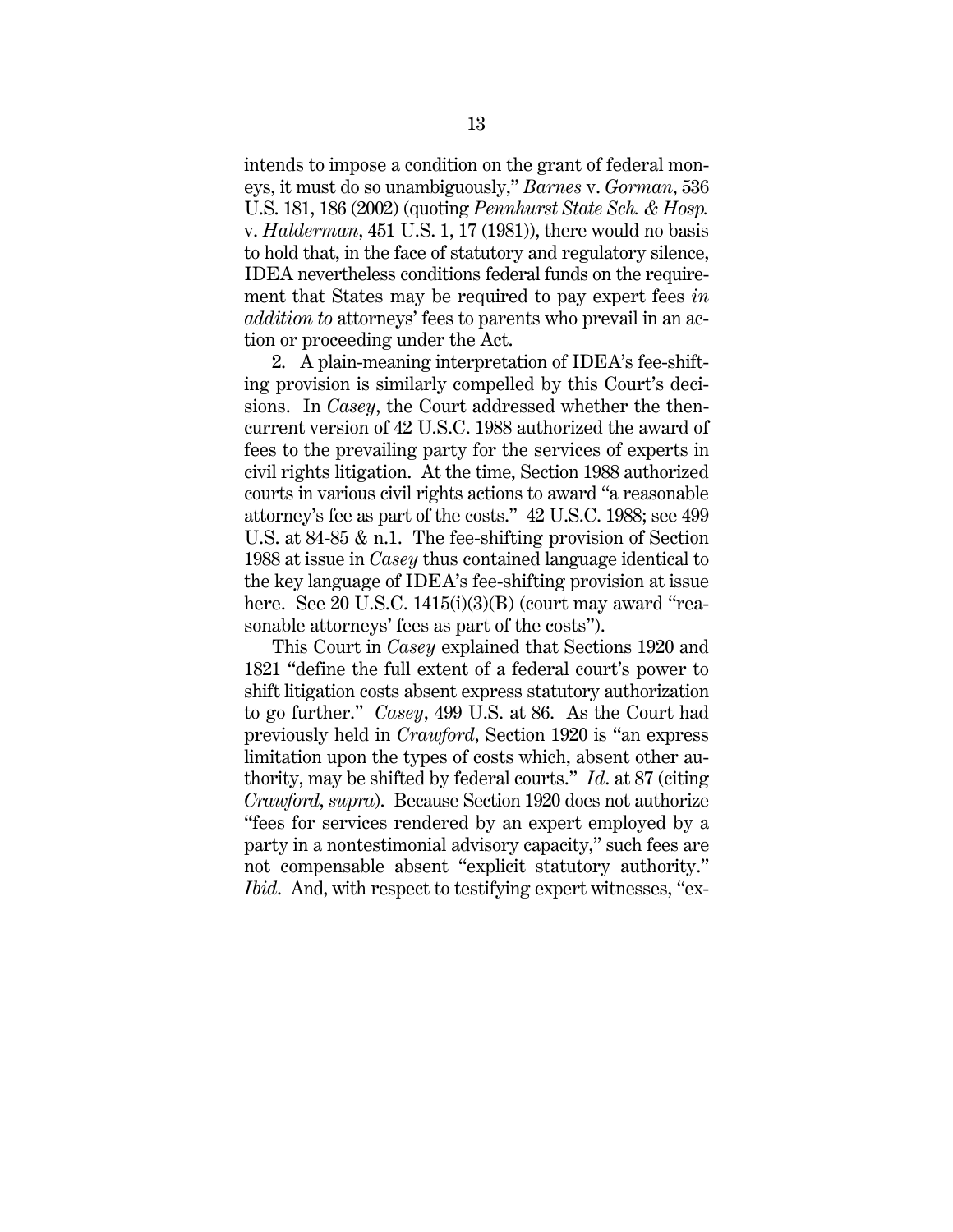intends to impose a condition on the grant of federal moneys, it must do so unambiguously," *Barnes* v. *Gorman*, 536 U.S. 181, 186 (2002) (quoting *Pennhurst State Sch. & Hosp.* v. *Halderman*, 451 U.S. 1, 17 (1981)), there would no basis to hold that, in the face of statutory and regulatory silence, IDEA nevertheless conditions federal funds on the requirement that States may be required to pay expert fees *in addition to* attorneys' fees to parents who prevail in an action or proceeding under the Act.

2. A plain-meaning interpretation of IDEA's fee-shifting provision is similarly compelled by this Court's decisions. In *Casey*, the Court addressed whether the then-current version of 42 U.S.C. 1988 authorized the award of fees to the prevailing party for the services of experts in civil rights litigation. At the time, Section 1988 authorized courts in various civil rights actions to award "a reasonable attorney's fee as part of the costs." 42 U.S.C. 1988; see 499 U.S. at 84-85 & n.1. The fee-shifting provision of Section 1988 at issue in *Casey* thus contained language identical to the key language of IDEA's fee-shifting provision at issue here. See 20 U.S.C. 1415(i)(3)(B) (court may award "reasonable attorneys' fees as part of the costs").

This Court in *Casey* explained that Sections 1920 and 1821 "define the full extent of a federal court's power to shift litigation costs absent express statutory authorization to go further." *Casey*, 499 U.S. at 86. As the Court had previously held in *Crawford*, Section 1920 is "an express limitation upon the types of costs which, absent other authority, may be shifted by federal courts." *Id*. at 87 (citing *Crawford*, *supra*). Because Section 1920 does not authorize "fees for services rendered by an expert employed by a party in a nontestimonial advisory capacity," such fees are not compensable absent "explicit statutory authority." *Ibid*. And, with respect to testifying expert witnesses, "ex-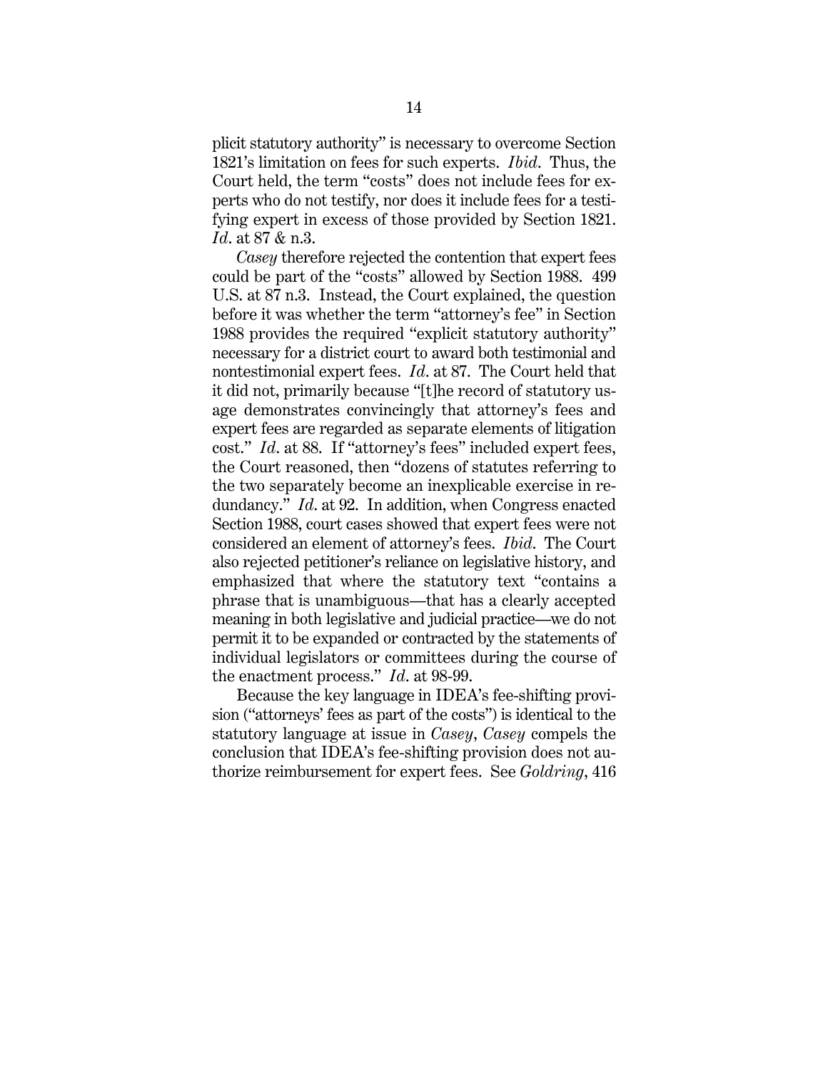plicit statutory authority" is necessary to overcome Section 1821's limitation on fees for such experts. *Ibid.* Thus, the Court held, the term "costs" does not include fees for experts who do not testify, nor does it include fees for a testifying expert in excess of those provided by Section 1821. *Id.* at 87 & n.3.

*Casey* therefore rejected the contention that expert fees could be part of the "costs" allowed by Section 1988. 499 U.S. at 87 n.3. Instead, the Court explained, the question before it was whether the term "attorney's fee" in Section 1988 provides the required "explicit statutory authority" necessary for a district court to award both testimonial and nontestimonial expert fees. *Id.* at 87. The Court held that it did not, primarily because "[t]he record of statutory usage demonstrates convincingly that attorney's fees and expert fees are regarded as separate elements of litigation cost." *Id.* at 88. If "attorney's fees" included expert fees, the Court reasoned, then "dozens of statutes referring to the two separately become an inexplicable exercise in redundancy." *Id.* at 92. In addition, when Congress enacted Section 1988, court cases showed that expert fees were not considered an element of attorney's fees. *Ibid.* The Court also rejected petitioner's reliance on legislative history, and emphasized that where the statutory text "contains a phrase that is unambiguous—that has a clearly accepted meaning in both legislative and judicial practice—we do not permit it to be expanded or contracted by the statements of individual legislators or committees during the course of the enactment process." *Id.* at 98-99.

Because the key language in IDEA's fee-shifting provision ("attorneys' fees as part of the costs") is identical to the statutory language at issue in *Casey*, *Casey* compels the conclusion that IDEA's fee-shifting provision does not authorize reimbursement for expert fees. See *Goldring*, 416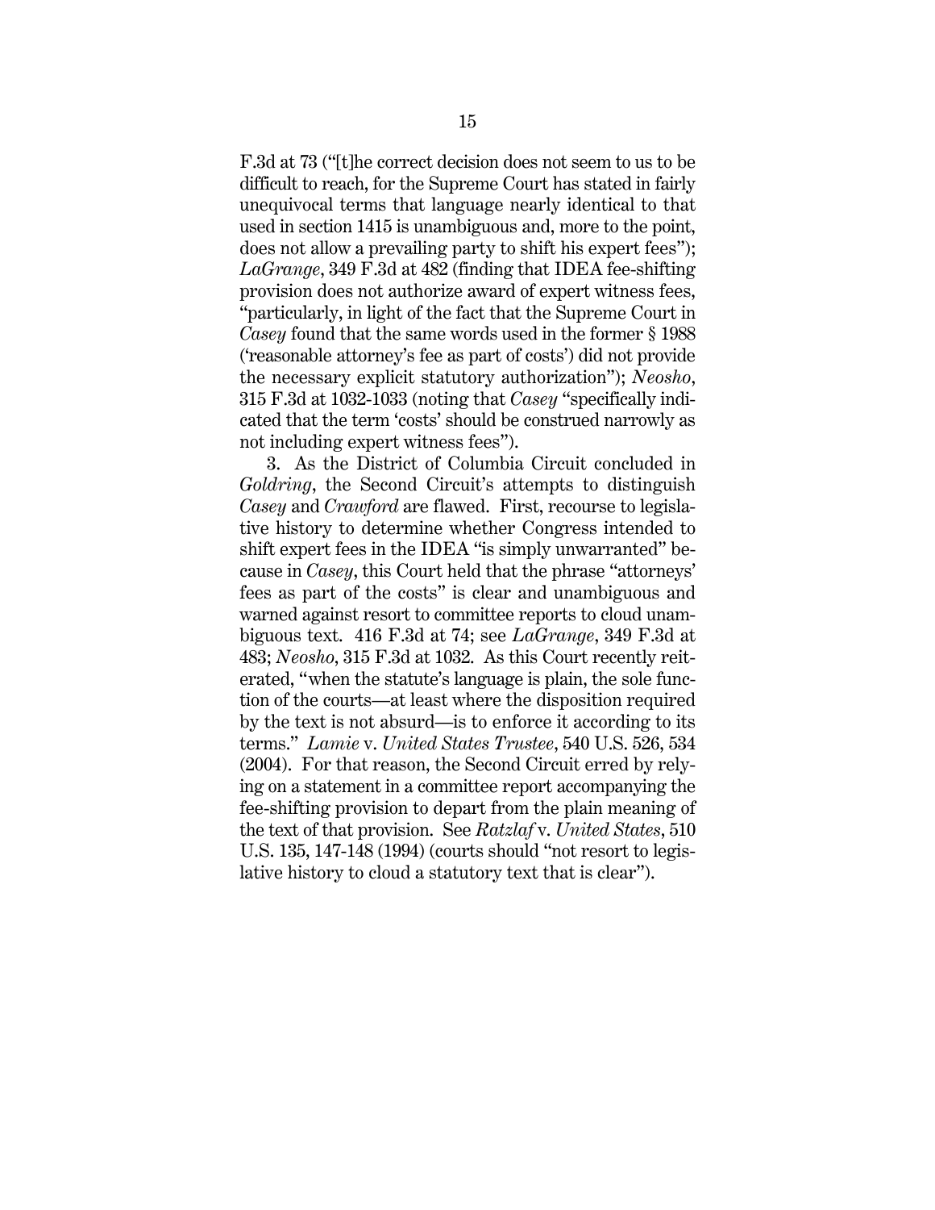F.3d at 73 ("[t]he correct decision does not seem to us to be difficult to reach, for the Supreme Court has stated in fairly unequivocal terms that language nearly identical to that used in section 1415 is unambiguous and, more to the point, does not allow a prevailing party to shift his expert fees"); *LaGrange*, 349 F.3d at 482 (finding that IDEA fee-shifting provision does not authorize award of expert witness fees, "particularly, in light of the fact that the Supreme Court in *Casey* found that the same words used in the former § 1988 ('reasonable attorney's fee as part of costs') did not provide the necessary explicit statutory authorization"); *Neosho*, 315 F.3d at 1032-1033 (noting that *Casey* "specifically indicated that the term 'costs' should be construed narrowly as not including expert witness fees").

3. As the District of Columbia Circuit concluded in *Goldring*, the Second Circuit's attempts to distinguish *Casey* and *Crawford* are flawed. First, recourse to legislative history to determine whether Congress intended to shift expert fees in the IDEA "is simply unwarranted" because in *Casey*, this Court held that the phrase "attorneys' fees as part of the costs" is clear and unambiguous and warned against resort to committee reports to cloud unambiguous text. 416 F.3d at 74; see *LaGrange*, 349 F.3d at 483; *Neosho*, 315 F.3d at 1032. As this Court recently reiterated, "when the statute's language is plain, the sole function of the courts—at least where the disposition required by the text is not absurd—is to enforce it according to its terms." *Lamie* v. *United States Trustee*, 540 U.S. 526, 534 (2004). For that reason, the Second Circuit erred by relying on a statement in a committee report accompanying the fee-shifting provision to depart from the plain meaning of the text of that provision. See *Ratzlaf* v. *United States*, 510 U.S. 135, 147-148 (1994) (courts should "not resort to legislative history to cloud a statutory text that is clear").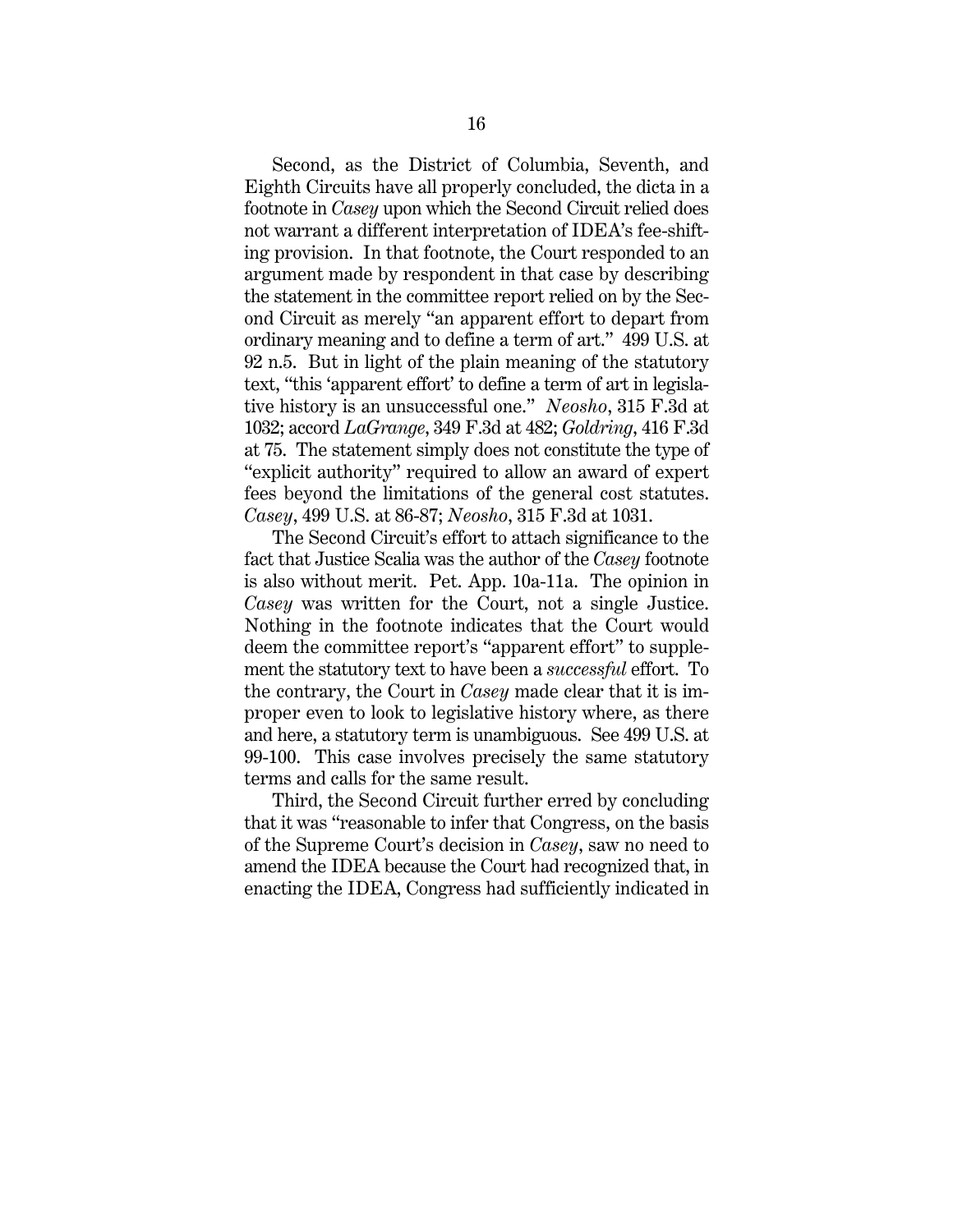Second, as the District of Columbia, Seventh, and Eighth Circuits have all properly concluded, the dicta in a footnote in *Casey* upon which the Second Circuit relied does not warrant a different interpretation of IDEA's fee-shifting provision. In that footnote, the Court responded to an argument made by respondent in that case by describing the statement in the committee report relied on by the Second Circuit as merely "an apparent effort to depart from ordinary meaning and to define a term of art." 499 U.S. at 92 n.5. But in light of the plain meaning of the statutory text, "this 'apparent effort' to define a term of art in legislative history is an unsuccessful one." *Neosho*, 315 F.3d at 1032; accord *LaGrange*, 349 F.3d at 482; *Goldring*, 416 F.3d at 75. The statement simply does not constitute the type of "explicit authority" required to allow an award of expert fees beyond the limitations of the general cost statutes. *Casey*, 499 U.S. at 86-87; *Neosho*, 315 F.3d at 1031.

The Second Circuit's effort to attach significance to the fact that Justice Scalia was the author of the *Casey* footnote is also without merit. Pet. App. 10a-11a. The opinion in *Casey* was written for the Court, not a single Justice. Nothing in the footnote indicates that the Court would deem the committee report's "apparent effort" to supplement the statutory text to have been a *successful* effort. To the contrary, the Court in *Casey* made clear that it is improper even to look to legislative history where, as there and here, a statutory term is unambiguous. See 499 U.S. at 99-100. This case involves precisely the same statutory terms and calls for the same result.

Third, the Second Circuit further erred by concluding that it was "reasonable to infer that Congress, on the basis of the Supreme Court's decision in *Casey*, saw no need to amend the IDEA because the Court had recognized that, in enacting the IDEA, Congress had sufficiently indicated in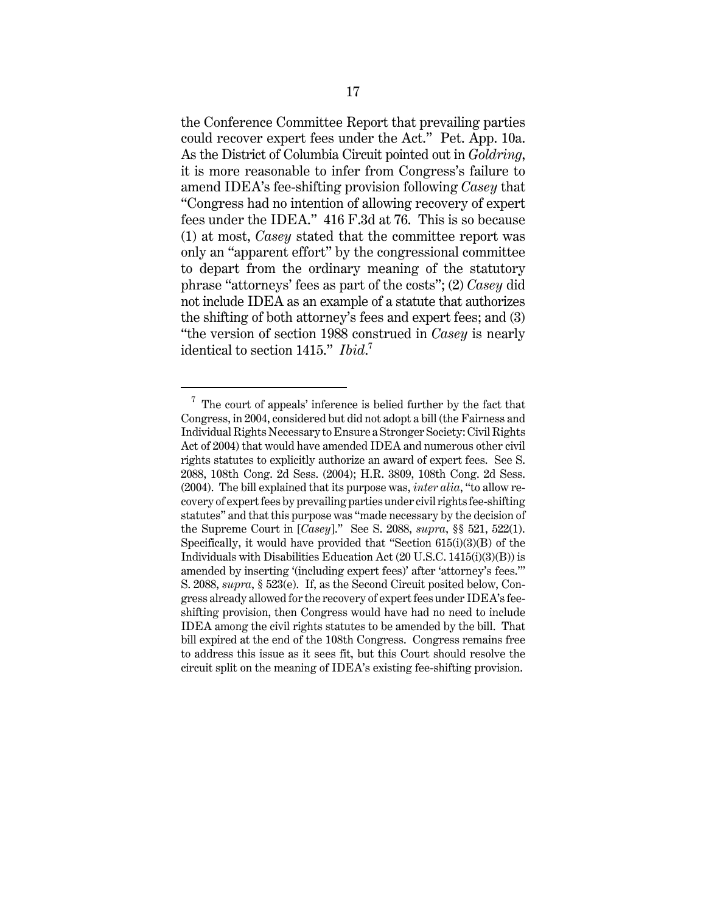the Conference Committee Report that prevailing parties could recover expert fees under the Act." Pet. App. 10a. As the District of Columbia Circuit pointed out in *Goldring*, it is more reasonable to infer from Congress's failure to amend IDEA's fee-shifting provision following *Casey* that "Congress had no intention of allowing recovery of expert fees under the IDEA." 416 F.3d at 76. This is so because (1) at most, *Casey* stated that the committee report was only an "apparent effort" by the congressional committee to depart from the ordinary meaning of the statutory phrase "attorneys' fees as part of the costs"; (2) *Casey* did not include IDEA as an example of a statute that authorizes the shifting of both attorney's fees and expert fees; and (3) "the version of section 1988 construed in *Casey* is nearly identical to section 1415." *Ibid*.[7]

---

[7] The court of appeals' inference is belied further by the fact that Congress, in 2004, considered but did not adopt a bill (the Fairness and Individual Rights Necessary to Ensure a Stronger Society: Civil Rights Act of 2004) that would have amended IDEA and numerous other civil rights statutes to explicitly authorize an award of expert fees. See S. 2088, 108th Cong. 2d Sess. (2004); H.R. 3809, 108th Cong. 2d Sess. (2004). The bill explained that its purpose was, *inter alia*, "to allow recovery of expert fees by prevailing parties under civil rights fee-shifting statutes" and that this purpose was "made necessary by the decision of the Supreme Court in [*Casey*]." See S. 2088, *supra*, §§ 521, 522(1). Specifically, it would have provided that "Section 615(i)(3)(B) of the Individuals with Disabilities Education Act (20 U.S.C. 1415(i)(3)(B)) is amended by inserting '(including expert fees)' after 'attorney's fees.'" S. 2088, *supra*, § 523(e). If, as the Second Circuit posited below, Congress already allowed for the recovery of expert fees under IDEA's fee-shifting provision, then Congress would have had no need to include IDEA among the civil rights statutes to be amended by the bill. That bill expired at the end of the 108th Congress. Congress remains free to address this issue as it sees fit, but this Court should resolve the circuit split on the meaning of IDEA's existing fee-shifting provision.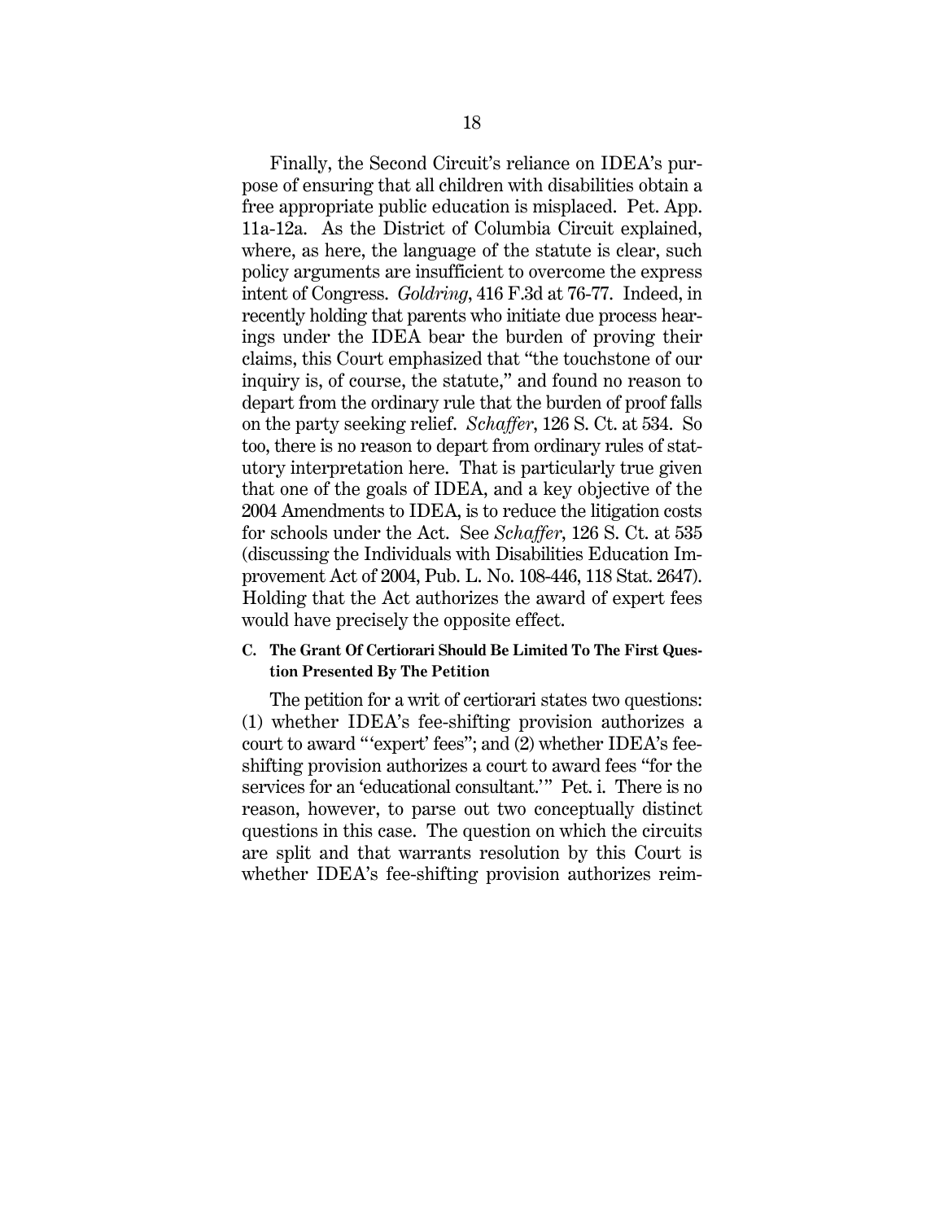Finally, the Second Circuit's reliance on IDEA's purpose of ensuring that all children with disabilities obtain a free appropriate public education is misplaced. Pet. App. 11a-12a. As the District of Columbia Circuit explained, where, as here, the language of the statute is clear, such policy arguments are insufficient to overcome the express intent of Congress. *Goldring*, 416 F.3d at 76-77. Indeed, in recently holding that parents who initiate due process hearings under the IDEA bear the burden of proving their claims, this Court emphasized that "the touchstone of our inquiry is, of course, the statute," and found no reason to depart from the ordinary rule that the burden of proof falls on the party seeking relief. *Schaffer*, 126 S. Ct. at 534. So too, there is no reason to depart from ordinary rules of statutory interpretation here. That is particularly true given that one of the goals of IDEA, and a key objective of the 2004 Amendments to IDEA, is to reduce the litigation costs for schools under the Act. See *Schaffer*, 126 S. Ct. at 535 (discussing the Individuals with Disabilities Education Improvement Act of 2004, Pub. L. No. 108-446, 118 Stat. 2647). Holding that the Act authorizes the award of expert fees would have precisely the opposite effect.

### C. The Grant Of Certiorari Should Be Limited To The First Question Presented By The Petition

The petition for a writ of certiorari states two questions: (1) whether IDEA's fee-shifting provision authorizes a court to award "'expert' fees"; and (2) whether IDEA's fee-shifting provision authorizes a court to award fees "for the services for an 'educational consultant.'" Pet. i. There is no reason, however, to parse out two conceptually distinct questions in this case. The question on which the circuits are split and that warrants resolution by this Court is whether IDEA's fee-shifting provision authorizes reim-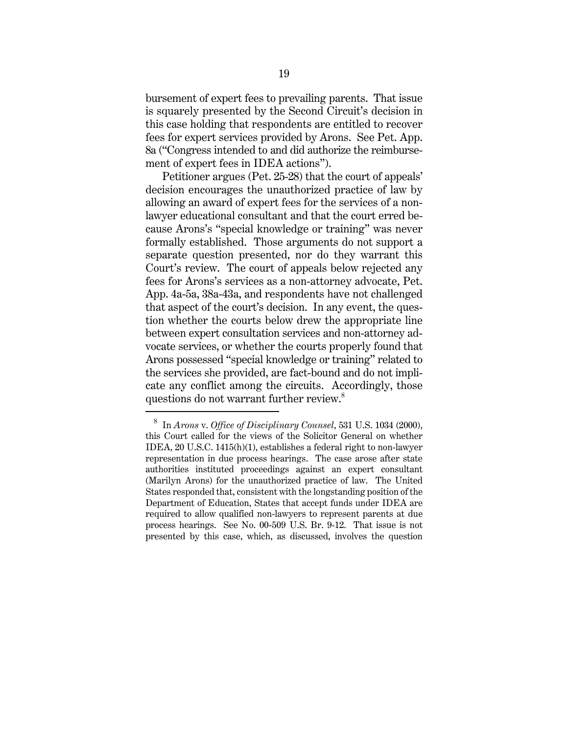bursement of expert fees to prevailing parents. That issue is squarely presented by the Second Circuit's decision in this case holding that respondents are entitled to recover fees for expert services provided by Arons. See Pet. App. 8a ("Congress intended to and did authorize the reimbursement of expert fees in IDEA actions").

Petitioner argues (Pet. 25-28) that the court of appeals' decision encourages the unauthorized practice of law by allowing an award of expert fees for the services of a non-lawyer educational consultant and that the court erred because Arons's "special knowledge or training" was never formally established. Those arguments do not support a separate question presented, nor do they warrant this Court's review. The court of appeals below rejected any fees for Arons's services as a non-attorney advocate, Pet. App. 4a-5a, 38a-43a, and respondents have not challenged that aspect of the court's decision. In any event, the question whether the courts below drew the appropriate line between expert consultation services and non-attorney advocate services, or whether the courts properly found that Arons possessed "special knowledge or training" related to the services she provided, are fact-bound and do not implicate any conflict among the circuits. Accordingly, those questions do not warrant further review.[8]

---

[8] In *Arons* v. *Office of Disciplinary Counsel*, 531 U.S. 1034 (2000), this Court called for the views of the Solicitor General on whether IDEA, 20 U.S.C. 1415(h)(1), establishes a federal right to non-lawyer representation in due process hearings. The case arose after state authorities instituted proceedings against an expert consultant (Marilyn Arons) for the unauthorized practice of law. The United States responded that, consistent with the longstanding position of the Department of Education, States that accept funds under IDEA are required to allow qualified non-lawyers to represent parents at due process hearings. See No. 00-509 U.S. Br. 9-12. That issue is not presented by this case, which, as discussed, involves the question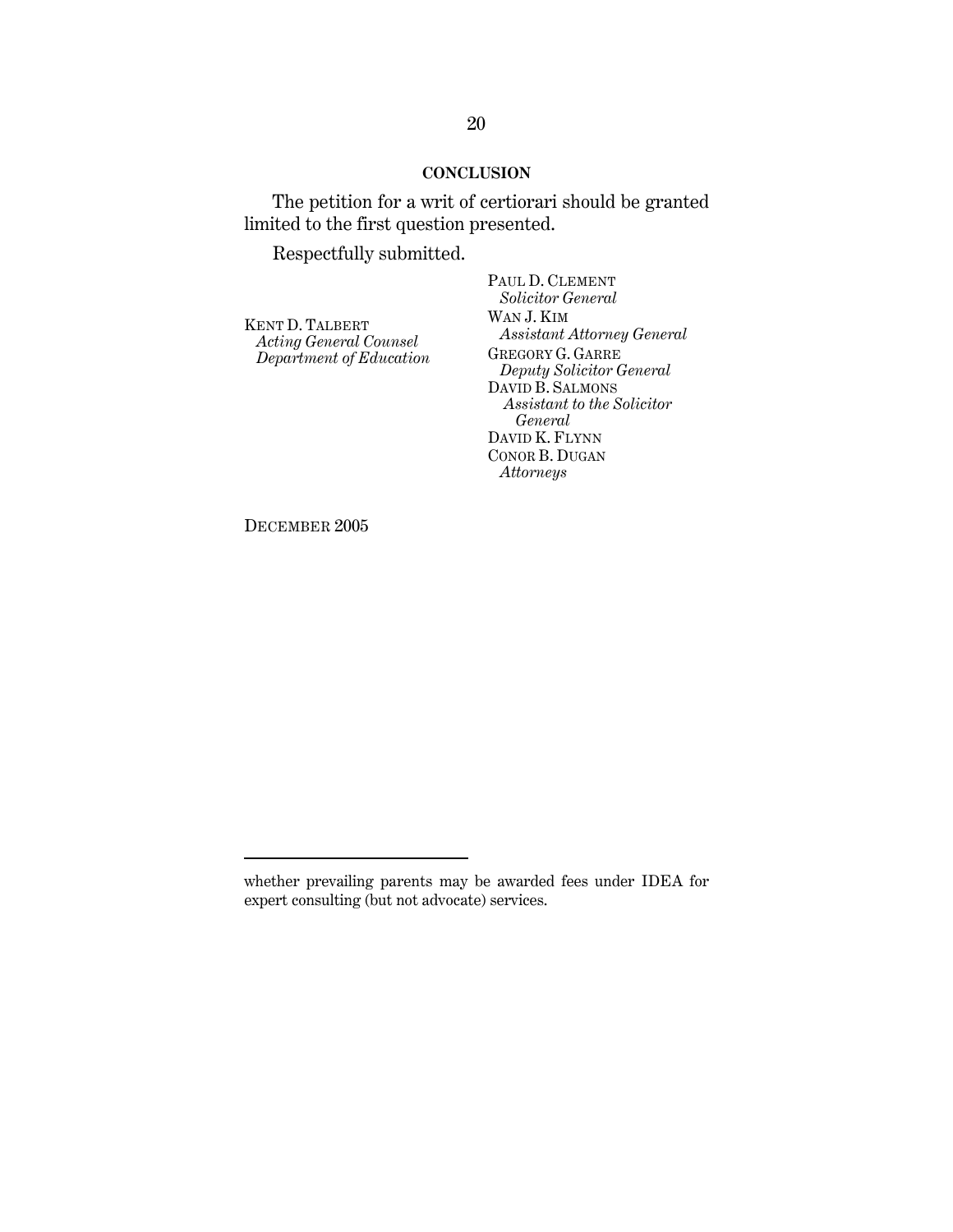## CONCLUSION

The petition for a writ of certiorari should be granted limited to the first question presented.

Respectfully submitted.

KENT D. TALBERT
*Acting General Counsel*
*Department of Education*

PAUL D. CLEMENT
*Solicitor General*
WAN J. KIM
*Assistant Attorney General*
GREGORY G. GARRE
*Deputy Solicitor General*
DAVID B. SALMONS
*Assistant to the Solicitor General*
DAVID K. FLYNN
CONOR B. DUGAN
*Attorneys*

DECEMBER 2005

---

whether prevailing parents may be awarded fees under IDEA for expert consulting (but not advocate) services.